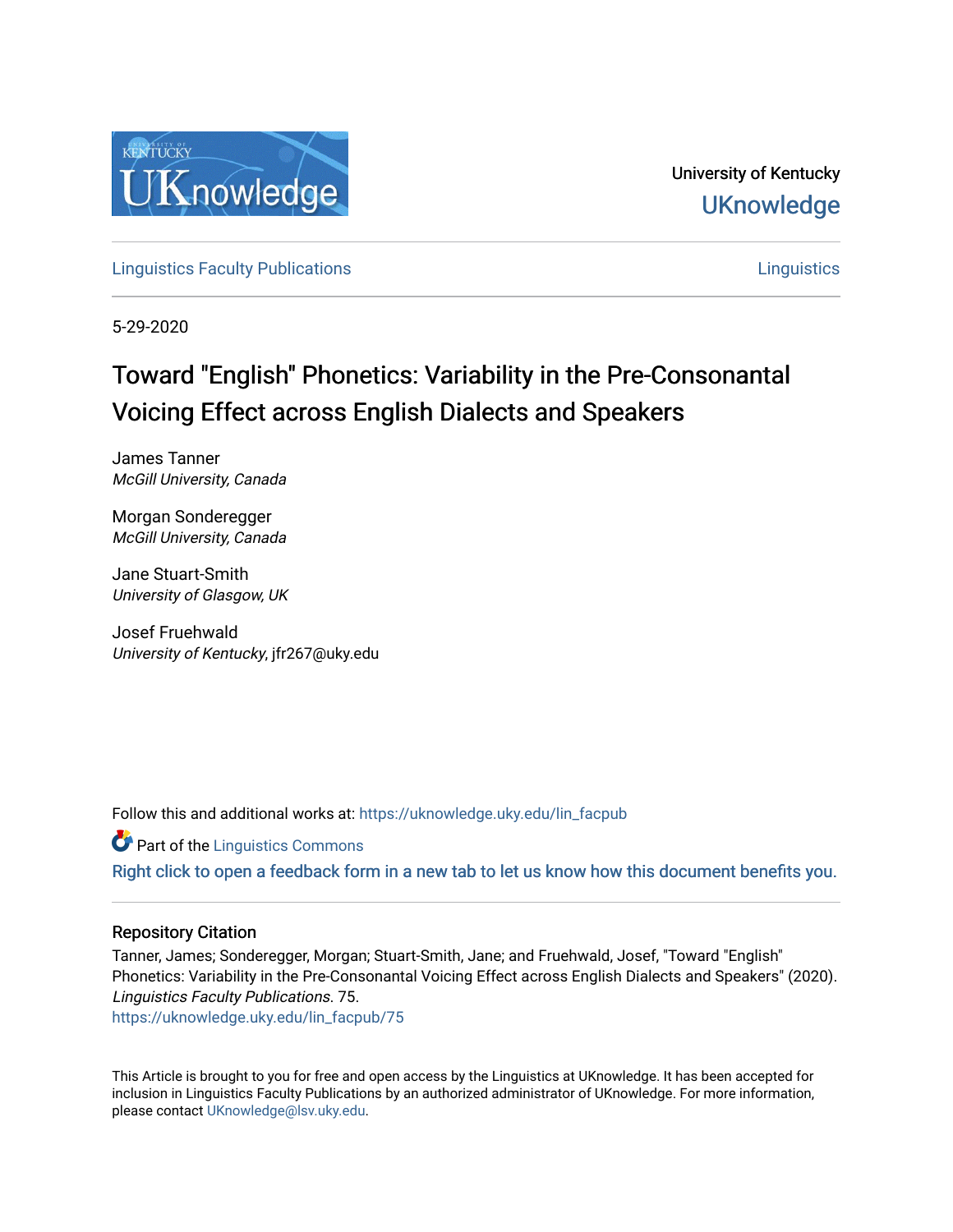University of Kentucky

UKnowledge

Linguistics Faculty Publications

Linguistics

5-29-2020

# Toward "English" Phonetics: Variability in the Pre-Consonantal Voicing Effect across English Dialects and Speakers

James Tanner
*McGill University, Canada*

Morgan Sonderegger
*McGill University, Canada*

Jane Stuart-Smith
*University of Glasgow, UK*

Josef Fruehwald
*University of Kentucky*, jfr267@uky.edu

Follow this and additional works at: https://uknowledge.uky.edu/lin_facpub

Part of the Linguistics Commons

Right click to open a feedback form in a new tab to let us know how this document benefits you.

## Repository Citation

Tanner, James; Sonderegger, Morgan; Stuart-Smith, Jane; and Fruehwald, Josef, "Toward "English" Phonetics: Variability in the Pre-Consonantal Voicing Effect across English Dialects and Speakers" (2020). *Linguistics Faculty Publications*. 75.
https://uknowledge.uky.edu/lin_facpub/75

This Article is brought to you for free and open access by the Linguistics at UKnowledge. It has been accepted for inclusion in Linguistics Faculty Publications by an authorized administrator of UKnowledge. For more information, please contact UKnowledge@lsv.uky.edu.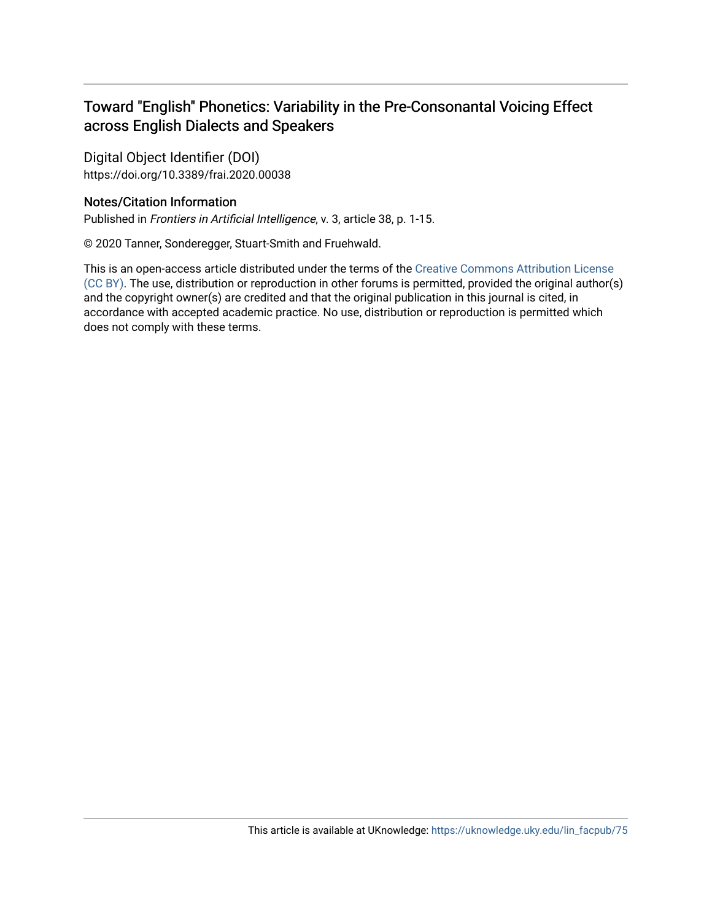# Toward "English" Phonetics: Variability in the Pre-Consonantal Voicing Effect across English Dialects and Speakers

Digital Object Identifier (DOI)
https://doi.org/10.3389/frai.2020.00038

## Notes/Citation Information

Published in *Frontiers in Artificial Intelligence*, v. 3, article 38, p. 1-15.

© 2020 Tanner, Sonderegger, Stuart-Smith and Fruehwald.

This is an open-access article distributed under the terms of the Creative Commons Attribution License (CC BY). The use, distribution or reproduction in other forums is permitted, provided the original author(s) and the copyright owner(s) are credited and that the original publication in this journal is cited, in accordance with accepted academic practice. No use, distribution or reproduction is permitted which does not comply with these terms.

This article is available at UKnowledge: https://uknowledge.uky.edu/lin_facpub/75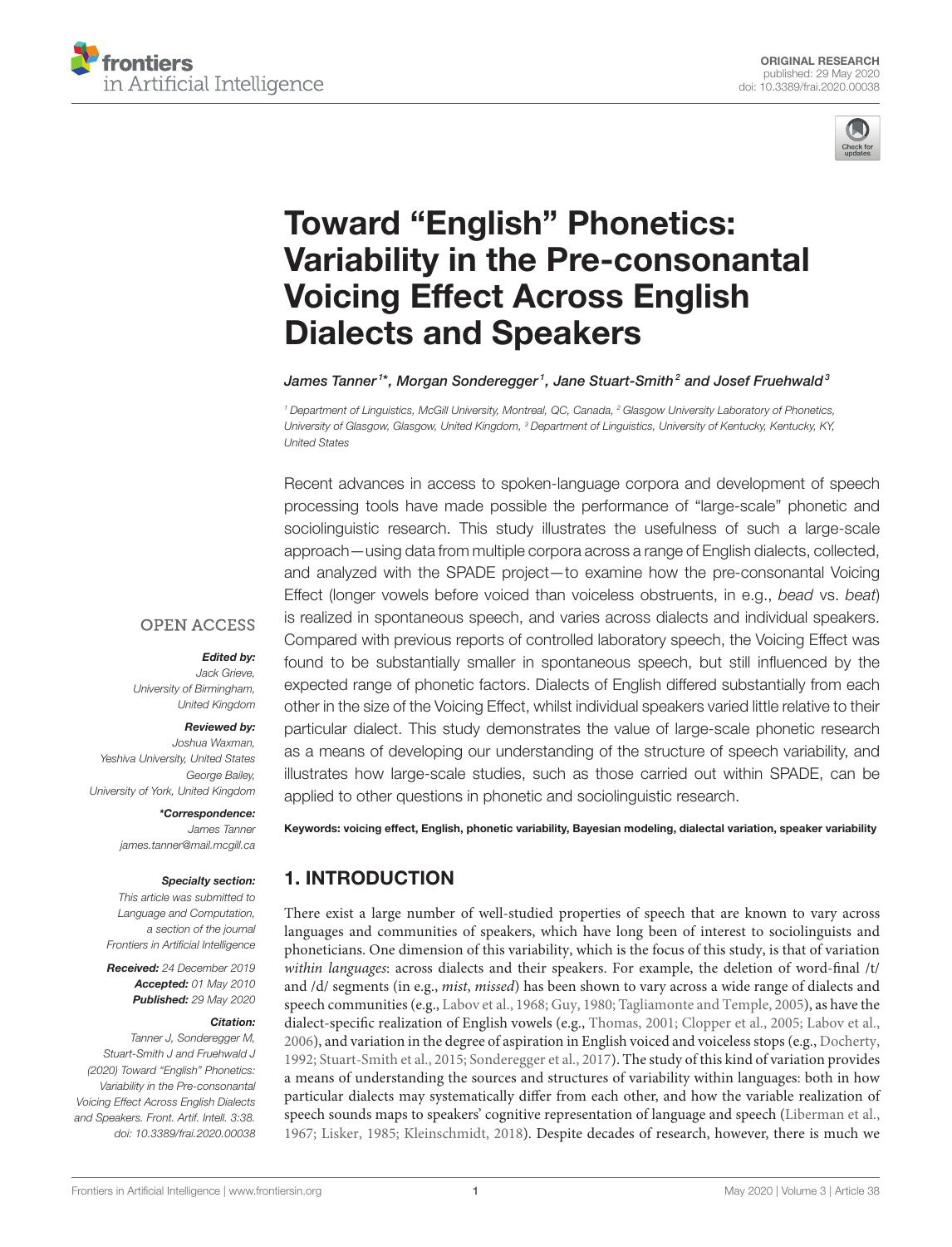# Toward "English" Phonetics: Variability in the Pre-consonantal Voicing Effect Across English Dialects and Speakers

*James Tanner[1]\*, Morgan Sonderegger[1], Jane Stuart-Smith[2] and Josef Fruehwald[3]*

[1] Department of Linguistics, McGill University, Montreal, QC, Canada, [2] Glasgow University Laboratory of Phonetics, University of Glasgow, Glasgow, United Kingdom, [3] Department of Linguistics, University of Kentucky, Kentucky, KY, United States

Recent advances in access to spoken-language corpora and development of speech processing tools have made possible the performance of "large-scale" phonetic and sociolinguistic research. This study illustrates the usefulness of such a large-scale approach—using data from multiple corpora across a range of English dialects, collected, and analyzed with the SPADE project—to examine how the pre-consonantal Voicing Effect (longer vowels before voiced than voiceless obstruents, in e.g., *bead* vs. *beat*) is realized in spontaneous speech, and varies across dialects and individual speakers. Compared with previous reports of controlled laboratory speech, the Voicing Effect was found to be substantially smaller in spontaneous speech, but still influenced by the expected range of phonetic factors. Dialects of English differed substantially from each other in the size of the Voicing Effect, whilst individual speakers varied little relative to their particular dialect. This study demonstrates the value of large-scale phonetic research as a means of developing our understanding of the structure of speech variability, and illustrates how large-scale studies, such as those carried out within SPADE, can be applied to other questions in phonetic and sociolinguistic research.

**Keywords: voicing effect, English, phonetic variability, Bayesian modeling, dialectal variation, speaker variability**

OPEN ACCESS

***Edited by:***
*Jack Grieve, University of Birmingham, United Kingdom*

***Reviewed by:***
*Joshua Waxman, Yeshiva University, United States*
*George Bailey, University of York, United Kingdom*

***\*Correspondence:***
*James Tanner*
*james.tanner@mail.mcgill.ca*

***Specialty section:***
*This article was submitted to Language and Computation, a section of the journal Frontiers in Artificial Intelligence*

***Received:*** *24 December 2019*
***Accepted:*** *01 May 2010*
***Published:*** *29 May 2020*

***Citation:***
*Tanner J, Sonderegger M, Stuart-Smith J and Fruehwald J (2020) Toward "English" Phonetics: Variability in the Pre-consonantal Voicing Effect Across English Dialects and Speakers. Front. Artif. Intell. 3:38. doi: 10.3389/frai.2020.00038*

## 1. INTRODUCTION

There exist a large number of well-studied properties of speech that are known to vary across languages and communities of speakers, which have long been of interest to sociolinguists and phoneticians. One dimension of this variability, which is the focus of this study, is that of variation *within languages*: across dialects and their speakers. For example, the deletion of word-final /t/ and /d/ segments (in e.g., *mist*, *missed*) has been shown to vary across a wide range of dialects and speech communities (e.g., Labov et al., 1968; Guy, 1980; Tagliamonte and Temple, 2005), as have the dialect-specific realization of English vowels (e.g., Thomas, 2001; Clopper et al., 2005; Labov et al., 2006), and variation in the degree of aspiration in English voiced and voiceless stops (e.g., Docherty, 1992; Stuart-Smith et al., 2015; Sonderegger et al., 2017). The study of this kind of variation provides a means of understanding the sources and structures of variability within languages: both in how particular dialects may systematically differ from each other, and how the variable realization of speech sounds maps to speakers' cognitive representation of language and speech (Liberman et al., 1967; Lisker, 1985; Kleinschmidt, 2018). Despite decades of research, however, there is much we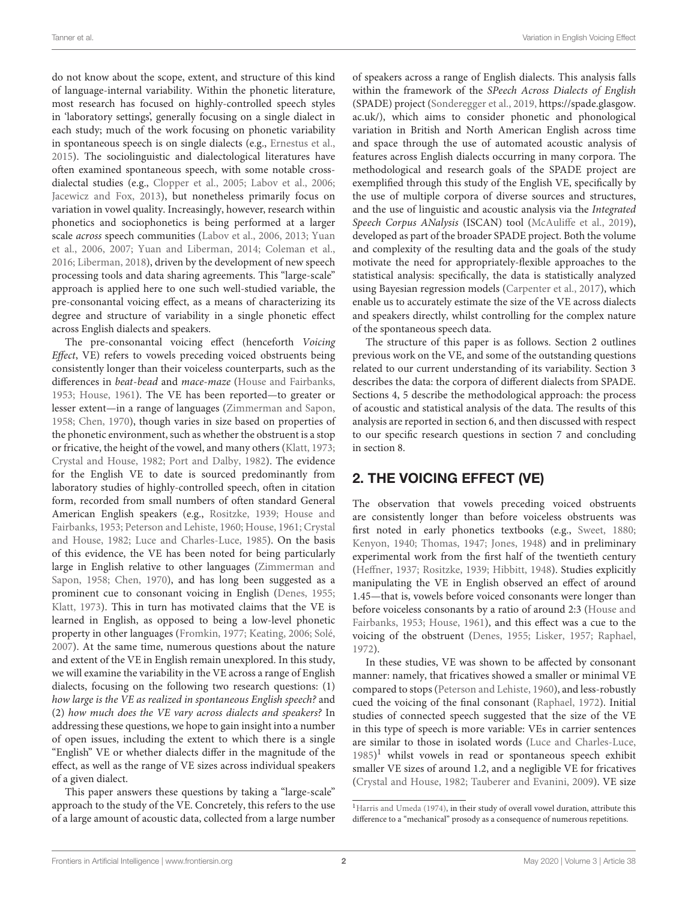do not know about the scope, extent, and structure of this kind of language-internal variability. Within the phonetic literature, most research has focused on highly-controlled speech styles in 'laboratory settings', generally focusing on a single dialect in each study; much of the work focusing on phonetic variability in spontaneous speech is on single dialects (e.g., Ernestus et al., 2015). The sociolinguistic and dialectological literatures have often examined spontaneous speech, with some notable cross-dialectal studies (e.g., Clopper et al., 2005; Labov et al., 2006; Jacewicz and Fox, 2013), but nonetheless primarily focus on variation in vowel quality. Increasingly, however, research within phonetics and sociophonetics is being performed at a larger scale *across* speech communities (Labov et al., 2006, 2013; Yuan et al., 2006, 2007; Yuan and Liberman, 2014; Coleman et al., 2016; Liberman, 2018), driven by the development of new speech processing tools and data sharing agreements. This "large-scale" approach is applied here to one such well-studied variable, the pre-consonantal voicing effect, as a means of characterizing its degree and structure of variability in a single phonetic effect across English dialects and speakers.

The pre-consonantal voicing effect (henceforth *Voicing Effect*, VE) refers to vowels preceding voiced obstruents being consistently longer than their voiceless counterparts, such as the differences in *beat-bead* and *mace-maze* (House and Fairbanks, 1953; House, 1961). The VE has been reported—to greater or lesser extent—in a range of languages (Zimmerman and Sapon, 1958; Chen, 1970), though varies in size based on properties of the phonetic environment, such as whether the obstruent is a stop or fricative, the height of the vowel, and many others (Klatt, 1973; Crystal and House, 1982; Port and Dalby, 1982). The evidence for the English VE to date is sourced predominantly from laboratory studies of highly-controlled speech, often in citation form, recorded from small numbers of often standard General American English speakers (e.g., Rositzke, 1939; House and Fairbanks, 1953; Peterson and Lehiste, 1960; House, 1961; Crystal and House, 1982; Luce and Charles-Luce, 1985). On the basis of this evidence, the VE has been noted for being particularly large in English relative to other languages (Zimmerman and Sapon, 1958; Chen, 1970), and has long been suggested as a prominent cue to consonant voicing in English (Denes, 1955; Klatt, 1973). This in turn has motivated claims that the VE is learned in English, as opposed to being a low-level phonetic property in other languages (Fromkin, 1977; Keating, 2006; Solé, 2007). At the same time, numerous questions about the nature and extent of the VE in English remain unexplored. In this study, we will examine the variability in the VE across a range of English dialects, focusing on the following two research questions: (1) *how large is the VE as realized in spontaneous English speech?* and (2) *how much does the VE vary across dialects and speakers?* In addressing these questions, we hope to gain insight into a number of open issues, including the extent to which there is a single "English" VE or whether dialects differ in the magnitude of the effect, as well as the range of VE sizes across individual speakers of a given dialect.

This paper answers these questions by taking a "large-scale" approach to the study of the VE. Concretely, this refers to the use of a large amount of acoustic data, collected from a large number of speakers across a range of English dialects. This analysis falls within the framework of the *SPeech Across Dialects of English* (SPADE) project (Sonderegger et al., 2019, https://spade.glasgow.ac.uk/), which aims to consider phonetic and phonological variation in British and North American English across time and space through the use of automated acoustic analysis of features across English dialects occurring in many corpora. The methodological and research goals of the SPADE project are exemplified through this study of the English VE, specifically by the use of multiple corpora of diverse sources and structures, and the use of linguistic and acoustic analysis via the *Integrated Speech Corpus ANalysis* (ISCAN) tool (McAuliffe et al., 2019), developed as part of the broader SPADE project. Both the volume and complexity of the resulting data and the goals of the study motivate the need for appropriately-flexible approaches to the statistical analysis: specifically, the data is statistically analyzed using Bayesian regression models (Carpenter et al., 2017), which enable us to accurately estimate the size of the VE across dialects and speakers directly, whilst controlling for the complex nature of the spontaneous speech data.

The structure of this paper is as follows. Section 2 outlines previous work on the VE, and some of the outstanding questions related to our current understanding of its variability. Section 3 describes the data: the corpora of different dialects from SPADE. Sections 4, 5 describe the methodological approach: the process of acoustic and statistical analysis of the data. The results of this analysis are reported in section 6, and then discussed with respect to our specific research questions in section 7 and concluding in section 8.

## 2. THE VOICING EFFECT (VE)

The observation that vowels preceding voiced obstruents are consistently longer than before voiceless obstruents was first noted in early phonetics textbooks (e.g., Sweet, 1880; Kenyon, 1940; Thomas, 1947; Jones, 1948) and in preliminary experimental work from the first half of the twentieth century (Heffner, 1937; Rositzke, 1939; Hibbitt, 1948). Studies explicitly manipulating the VE in English observed an effect of around 1.45—that is, vowels before voiced consonants were longer than before voiceless consonants by a ratio of around 2:3 (House and Fairbanks, 1953; House, 1961), and this effect was a cue to the voicing of the obstruent (Denes, 1955; Lisker, 1957; Raphael, 1972).

In these studies, VE was shown to be affected by consonant manner: namely, that fricatives showed a smaller or minimal VE compared to stops (Peterson and Lehiste, 1960), and less-robustly cued the voicing of the final consonant (Raphael, 1972). Initial studies of connected speech suggested that the size of the VE in this type of speech is more variable: VEs in carrier sentences are similar to those in isolated words (Luce and Charles-Luce, 1985)[1] whilst vowels in read or spontaneous speech exhibit smaller VE sizes of around 1.2, and a negligible VE for fricatives (Crystal and House, 1982; Tauberer and Evanini, 2009). VE size

[1] Harris and Umeda (1974), in their study of overall vowel duration, attribute this difference to a "mechanical" prosody as a consequence of numerous repetitions.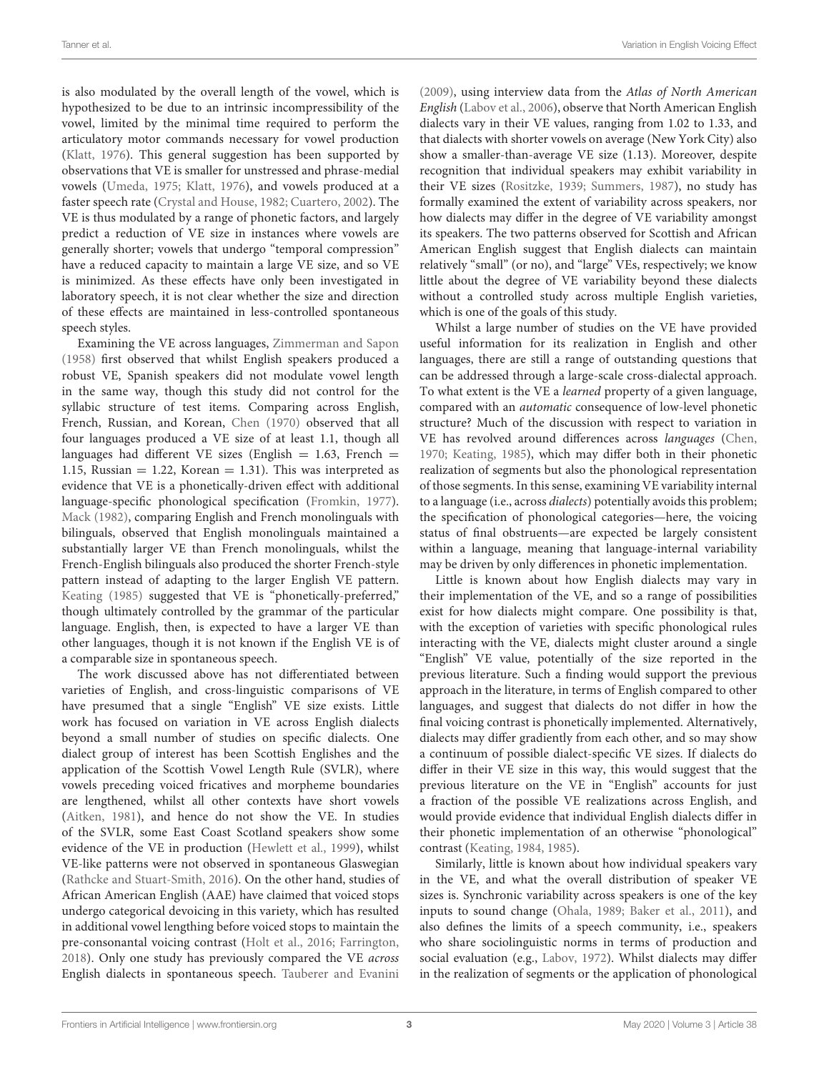is also modulated by the overall length of the vowel, which is hypothesized to be due to an intrinsic incompressibility of the vowel, limited by the minimal time required to perform the articulatory motor commands necessary for vowel production (Klatt, 1976). This general suggestion has been supported by observations that VE is smaller for unstressed and phrase-medial vowels (Umeda, 1975; Klatt, 1976), and vowels produced at a faster speech rate (Crystal and House, 1982; Cuartero, 2002). The VE is thus modulated by a range of phonetic factors, and largely predict a reduction of VE size in instances where vowels are generally shorter; vowels that undergo "temporal compression" have a reduced capacity to maintain a large VE size, and so VE is minimized. As these effects have only been investigated in laboratory speech, it is not clear whether the size and direction of these effects are maintained in less-controlled spontaneous speech styles.

Examining the VE across languages, Zimmerman and Sapon (1958) first observed that whilst English speakers produced a robust VE, Spanish speakers did not modulate vowel length in the same way, though this study did not control for the syllabic structure of test items. Comparing across English, French, Russian, and Korean, Chen (1970) observed that all four languages produced a VE size of at least 1.1, though all languages had different VE sizes (English = 1.63, French = 1.15, Russian = 1.22, Korean = 1.31). This was interpreted as evidence that VE is a phonetically-driven effect with additional language-specific phonological specification (Fromkin, 1977). Mack (1982), comparing English and French monolinguals with bilinguals, observed that English monolinguals maintained a substantially larger VE than French monolinguals, whilst the French-English bilinguals also produced the shorter French-style pattern instead of adapting to the larger English VE pattern. Keating (1985) suggested that VE is "phonetically-preferred," though ultimately controlled by the grammar of the particular language. English, then, is expected to have a larger VE than other languages, though it is not known if the English VE is of a comparable size in spontaneous speech.

The work discussed above has not differentiated between varieties of English, and cross-linguistic comparisons of VE have presumed that a single "English" VE size exists. Little work has focused on variation in VE across English dialects beyond a small number of studies on specific dialects. One dialect group of interest has been Scottish Englishes and the application of the Scottish Vowel Length Rule (SVLR), where vowels preceding voiced fricatives and morpheme boundaries are lengthened, whilst all other contexts have short vowels (Aitken, 1981), and hence do not show the VE. In studies of the SVLR, some East Coast Scotland speakers show some evidence of the VE in production (Hewlett et al., 1999), whilst VE-like patterns were not observed in spontaneous Glaswegian (Rathcke and Stuart-Smith, 2016). On the other hand, studies of African American English (AAE) have claimed that voiced stops undergo categorical devoicing in this variety, which has resulted in additional vowel lengthening before voiced stops to maintain the pre-consonantal voicing contrast (Holt et al., 2016; Farrington, 2018). Only one study has previously compared the VE *across* English dialects in spontaneous speech. Tauberer and Evanini (2009), using interview data from the *Atlas of North American English* (Labov et al., 2006), observe that North American English dialects vary in their VE values, ranging from 1.02 to 1.33, and that dialects with shorter vowels on average (New York City) also show a smaller-than-average VE size (1.13). Moreover, despite recognition that individual speakers may exhibit variability in their VE sizes (Rositzke, 1939; Summers, 1987), no study has formally examined the extent of variability across speakers, nor how dialects may differ in the degree of VE variability amongst its speakers. The two patterns observed for Scottish and African American English suggest that English dialects can maintain relatively "small" (or no), and "large" VEs, respectively; we know little about the degree of VE variability beyond these dialects without a controlled study across multiple English varieties, which is one of the goals of this study.

Whilst a large number of studies on the VE have provided useful information for its realization in English and other languages, there are still a range of outstanding questions that can be addressed through a large-scale cross-dialectal approach. To what extent is the VE a *learned* property of a given language, compared with an *automatic* consequence of low-level phonetic structure? Much of the discussion with respect to variation in VE has revolved around differences across *languages* (Chen, 1970; Keating, 1985), which may differ both in their phonetic realization of segments but also the phonological representation of those segments. In this sense, examining VE variability internal to a language (i.e., across *dialects*) potentially avoids this problem; the specification of phonological categories—here, the voicing status of final obstruents—are expected be largely consistent within a language, meaning that language-internal variability may be driven by only differences in phonetic implementation.

Little is known about how English dialects may vary in their implementation of the VE, and so a range of possibilities exist for how dialects might compare. One possibility is that, with the exception of varieties with specific phonological rules interacting with the VE, dialects might cluster around a single "English" VE value, potentially of the size reported in the previous literature. Such a finding would support the previous approach in the literature, in terms of English compared to other languages, and suggest that dialects do not differ in how the final voicing contrast is phonetically implemented. Alternatively, dialects may differ gradiently from each other, and so may show a continuum of possible dialect-specific VE sizes. If dialects do differ in their VE size in this way, this would suggest that the previous literature on the VE in "English" accounts for just a fraction of the possible VE realizations across English, and would provide evidence that individual English dialects differ in their phonetic implementation of an otherwise "phonological" contrast (Keating, 1984, 1985).

Similarly, little is known about how individual speakers vary in the VE, and what the overall distribution of speaker VE sizes is. Synchronic variability across speakers is one of the key inputs to sound change (Ohala, 1989; Baker et al., 2011), and also defines the limits of a speech community, i.e., speakers who share sociolinguistic norms in terms of production and social evaluation (e.g., Labov, 1972). Whilst dialects may differ in the realization of segments or the application of phonological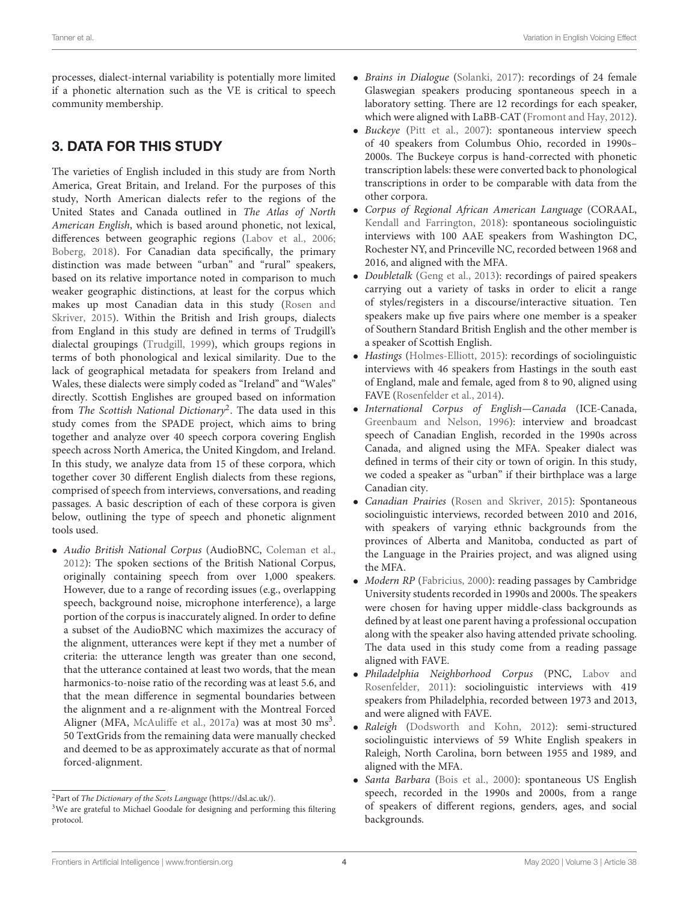processes, dialect-internal variability is potentially more limited if a phonetic alternation such as the VE is critical to speech community membership.

## 3. DATA FOR THIS STUDY

The varieties of English included in this study are from North America, Great Britain, and Ireland. For the purposes of this study, North American dialects refer to the regions of the United States and Canada outlined in *The Atlas of North American English*, which is based around phonetic, not lexical, differences between geographic regions (Labov et al., 2006; Boberg, 2018). For Canadian data specifically, the primary distinction was made between "urban" and "rural" speakers, based on its relative importance noted in comparison to much weaker geographic distinctions, at least for the corpus which makes up most Canadian data in this study (Rosen and Skriver, 2015). Within the British and Irish groups, dialects from England in this study are defined in terms of Trudgill's dialectal groupings (Trudgill, 1999), which groups regions in terms of both phonological and lexical similarity. Due to the lack of geographical metadata for speakers from Ireland and Wales, these dialects were simply coded as "Ireland" and "Wales" directly. Scottish Englishes are grouped based on information from *The Scottish National Dictionary*[2]. The data used in this study comes from the SPADE project, which aims to bring together and analyze over 40 speech corpora covering English speech across North America, the United Kingdom, and Ireland. In this study, we analyze data from 15 of these corpora, which together cover 30 different English dialects from these regions, comprised of speech from interviews, conversations, and reading passages. A basic description of each of these corpora is given below, outlining the type of speech and phonetic alignment tools used.

- *Audio British National Corpus* (AudioBNC, Coleman et al., 2012): The spoken sections of the British National Corpus, originally containing speech from over 1,000 speakers. However, due to a range of recording issues (e.g., overlapping speech, background noise, microphone interference), a large portion of the corpus is inaccurately aligned. In order to define a subset of the AudioBNC which maximizes the accuracy of the alignment, utterances were kept if they met a number of criteria: the utterance length was greater than one second, that the utterance contained at least two words, that the mean harmonics-to-noise ratio of the recording was at least 5.6, and that the mean difference in segmental boundaries between the alignment and a re-alignment with the Montreal Forced Aligner (MFA, McAuliffe et al., 2017a) was at most 30 ms[3]. 50 TextGrids from the remaining data were manually checked and deemed to be as approximately accurate as that of normal forced-alignment.
- *Brains in Dialogue* (Solanki, 2017): recordings of 24 female Glaswegian speakers producing spontaneous speech in a laboratory setting. There are 12 recordings for each speaker, which were aligned with LaBB-CAT (Fromont and Hay, 2012).
- *Buckeye* (Pitt et al., 2007): spontaneous interview speech of 40 speakers from Columbus Ohio, recorded in 1990s–2000s. The Buckeye corpus is hand-corrected with phonetic transcription labels: these were converted back to phonological transcriptions in order to be comparable with data from the other corpora.
- *Corpus of Regional African American Language* (CORAAL, Kendall and Farrington, 2018): spontaneous sociolinguistic interviews with 100 AAE speakers from Washington DC, Rochester NY, and Princeville NC, recorded between 1968 and 2016, and aligned with the MFA.
- *Doubletalk* (Geng et al., 2013): recordings of paired speakers carrying out a variety of tasks in order to elicit a range of styles/registers in a discourse/interactive situation. Ten speakers make up five pairs where one member is a speaker of Southern Standard British English and the other member is a speaker of Scottish English.
- *Hastings* (Holmes-Elliott, 2015): recordings of sociolinguistic interviews with 46 speakers from Hastings in the south east of England, male and female, aged from 8 to 90, aligned using FAVE (Rosenfelder et al., 2014).
- *International Corpus of English—Canada* (ICE-Canada, Greenbaum and Nelson, 1996): interview and broadcast speech of Canadian English, recorded in the 1990s across Canada, and aligned using the MFA. Speaker dialect was defined in terms of their city or town of origin. In this study, we coded a speaker as "urban" if their birthplace was a large Canadian city.
- *Canadian Prairies* (Rosen and Skriver, 2015): Spontaneous sociolinguistic interviews, recorded between 2010 and 2016, with speakers of varying ethnic backgrounds from the provinces of Alberta and Manitoba, conducted as part of the Language in the Prairies project, and was aligned using the MFA.
- *Modern RP* (Fabricius, 2000): reading passages by Cambridge University students recorded in 1990s and 2000s. The speakers were chosen for having upper middle-class backgrounds as defined by at least one parent having a professional occupation along with the speaker also having attended private schooling. The data used in this study come from a reading passage aligned with FAVE.
- *Philadelphia Neighborhood Corpus* (PNC, Labov and Rosenfelder, 2011): sociolinguistic interviews with 419 speakers from Philadelphia, recorded between 1973 and 2013, and were aligned with FAVE.
- *Raleigh* (Dodsworth and Kohn, 2012): semi-structured sociolinguistic interviews of 59 White English speakers in Raleigh, North Carolina, born between 1955 and 1989, and aligned with the MFA.
- *Santa Barbara* (Bois et al., 2000): spontaneous US English speech, recorded in the 1990s and 2000s, from a range of speakers of different regions, genders, ages, and social backgrounds.

[2] Part of *The Dictionary of the Scots Language* (https://dsl.ac.uk/).

[3] We are grateful to Michael Goodale for designing and performing this filtering protocol.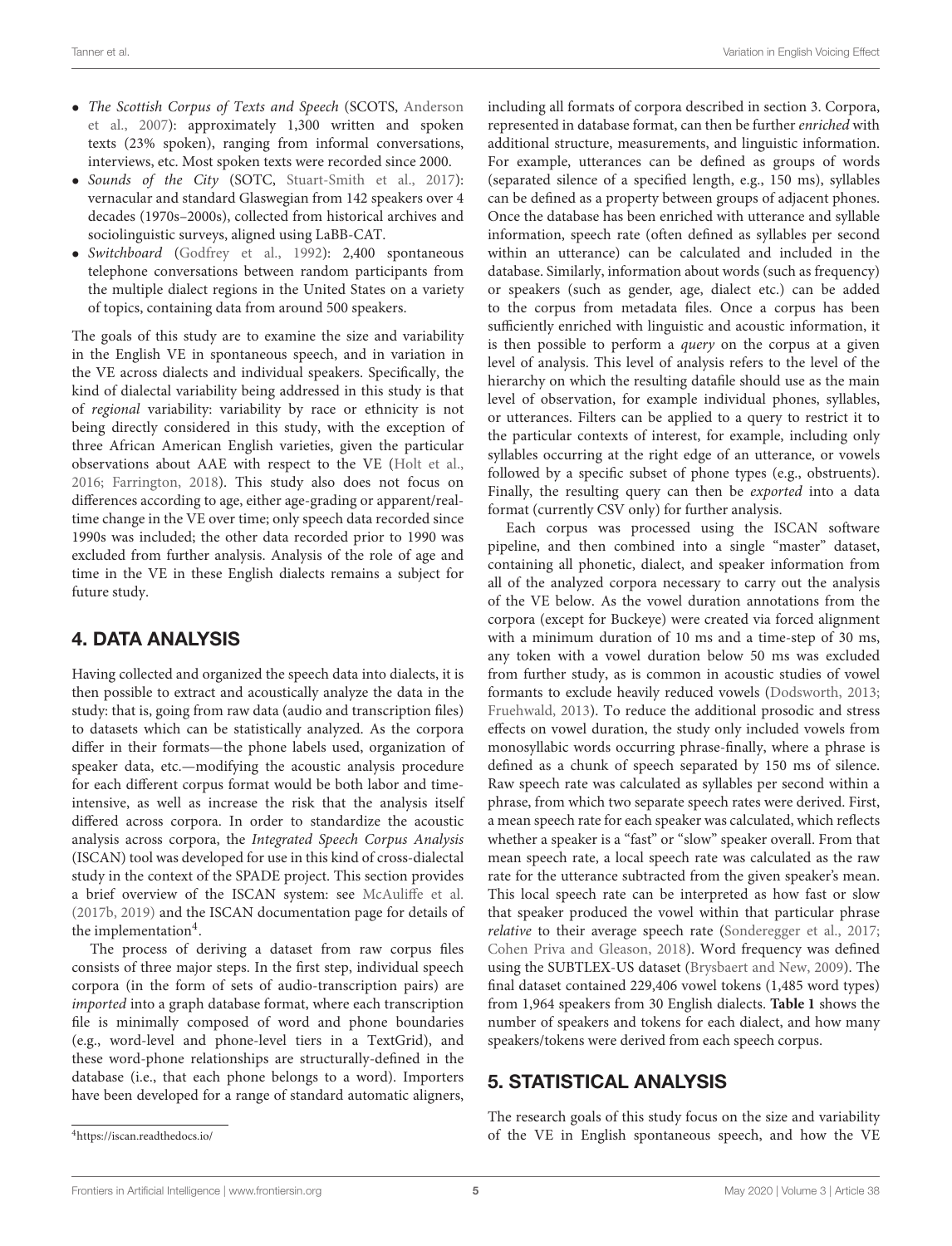- *The Scottish Corpus of Texts and Speech* (SCOTS, Anderson et al., 2007): approximately 1,300 written and spoken texts (23% spoken), ranging from informal conversations, interviews, etc. Most spoken texts were recorded since 2000.
- *Sounds of the City* (SOTC, Stuart-Smith et al., 2017): vernacular and standard Glaswegian from 142 speakers over 4 decades (1970s–2000s), collected from historical archives and sociolinguistic surveys, aligned using LaBB-CAT.
- *Switchboard* (Godfrey et al., 1992): 2,400 spontaneous telephone conversations between random participants from the multiple dialect regions in the United States on a variety of topics, containing data from around 500 speakers.

The goals of this study are to examine the size and variability in the English VE in spontaneous speech, and in variation in the VE across dialects and individual speakers. Specifically, the kind of dialectal variability being addressed in this study is that of *regional* variability: variability by race or ethnicity is not being directly considered in this study, with the exception of three African American English varieties, given the particular observations about AAE with respect to the VE (Holt et al., 2016; Farrington, 2018). This study also does not focus on differences according to age, either age-grading or apparent/real-time change in the VE over time; only speech data recorded since 1990s was included; the other data recorded prior to 1990 was excluded from further analysis. Analysis of the role of age and time in the VE in these English dialects remains a subject for future study.

## 4. DATA ANALYSIS

Having collected and organized the speech data into dialects, it is then possible to extract and acoustically analyze the data in the study: that is, going from raw data (audio and transcription files) to datasets which can be statistically analyzed. As the corpora differ in their formats—the phone labels used, organization of speaker data, etc.—modifying the acoustic analysis procedure for each different corpus format would be both labor and time-intensive, as well as increase the risk that the analysis itself differed across corpora. In order to standardize the acoustic analysis across corpora, the *Integrated Speech Corpus Analysis* (ISCAN) tool was developed for use in this kind of cross-dialectal study in the context of the SPADE project. This section provides a brief overview of the ISCAN system: see McAuliffe et al. (2017b, 2019) and the ISCAN documentation page for details of the implementation[4].

The process of deriving a dataset from raw corpus files consists of three major steps. In the first step, individual speech corpora (in the form of sets of audio-transcription pairs) are *imported* into a graph database format, where each transcription file is minimally composed of word and phone boundaries (e.g., word-level and phone-level tiers in a TextGrid), and these word-phone relationships are structurally-defined in the database (i.e., that each phone belongs to a word). Importers have been developed for a range of standard automatic aligners, including all formats of corpora described in section 3. Corpora, represented in database format, can then be further *enriched* with additional structure, measurements, and linguistic information. For example, utterances can be defined as groups of words (separated silence of a specified length, e.g., 150 ms), syllables can be defined as a property between groups of adjacent phones. Once the database has been enriched with utterance and syllable information, speech rate (often defined as syllables per second within an utterance) can be calculated and included in the database. Similarly, information about words (such as frequency) or speakers (such as gender, age, dialect etc.) can be added to the corpus from metadata files. Once a corpus has been sufficiently enriched with linguistic and acoustic information, it is then possible to perform a *query* on the corpus at a given level of analysis. This level of analysis refers to the level of the hierarchy on which the resulting datafile should use as the main level of observation, for example individual phones, syllables, or utterances. Filters can be applied to a query to restrict it to the particular contexts of interest, for example, including only syllables occurring at the right edge of an utterance, or vowels followed by a specific subset of phone types (e.g., obstruents). Finally, the resulting query can then be *exported* into a data format (currently CSV only) for further analysis.

Each corpus was processed using the ISCAN software pipeline, and then combined into a single "master" dataset, containing all phonetic, dialect, and speaker information from all of the analyzed corpora necessary to carry out the analysis of the VE below. As the vowel duration annotations from the corpora (except for Buckeye) were created via forced alignment with a minimum duration of 10 ms and a time-step of 30 ms, any token with a vowel duration below 50 ms was excluded from further study, as is common in acoustic studies of vowel formants to exclude heavily reduced vowels (Dodsworth, 2013; Fruehwald, 2013). To reduce the additional prosodic and stress effects on vowel duration, the study only included vowels from monosyllabic words occurring phrase-finally, where a phrase is defined as a chunk of speech separated by 150 ms of silence. Raw speech rate was calculated as syllables per second within a phrase, from which two separate speech rates were derived. First, a mean speech rate for each speaker was calculated, which reflects whether a speaker is a "fast" or "slow" speaker overall. From that mean speech rate, a local speech rate was calculated as the raw rate for the utterance subtracted from the given speaker's mean. This local speech rate can be interpreted as how fast or slow that speaker produced the vowel within that particular phrase *relative* to their average speech rate (Sonderegger et al., 2017; Cohen Priva and Gleason, 2018). Word frequency was defined using the SUBTLEX-US dataset (Brysbaert and New, 2009). The final dataset contained 229,406 vowel tokens (1,485 word types) from 1,964 speakers from 30 English dialects. **Table 1** shows the number of speakers and tokens for each dialect, and how many speakers/tokens were derived from each speech corpus.

## 5. STATISTICAL ANALYSIS

The research goals of this study focus on the size and variability of the VE in English spontaneous speech, and how the VE

[4] https://iscan.readthedocs.io/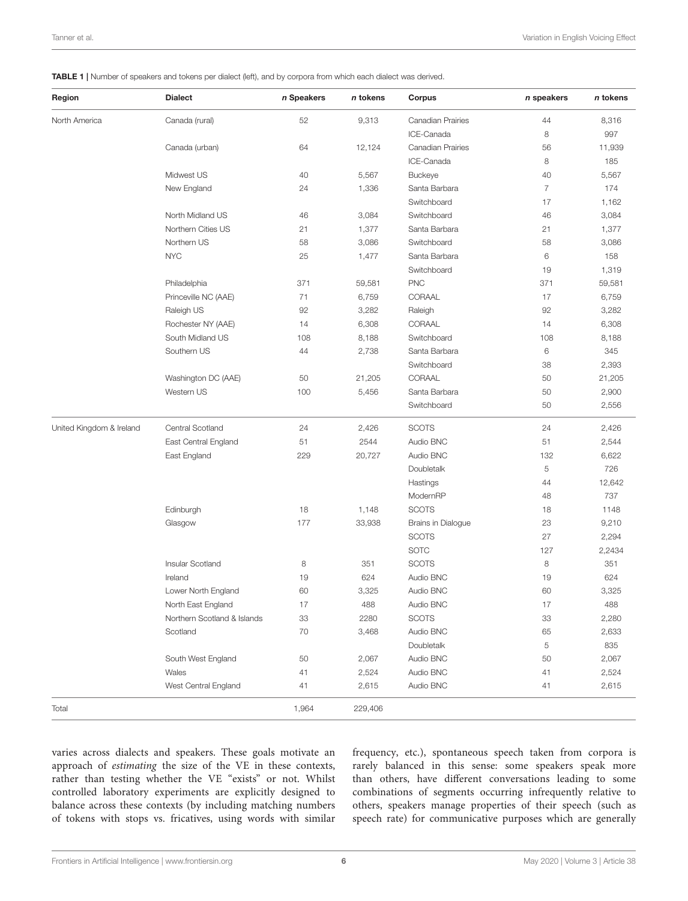**TABLE 1 |** Number of speakers and tokens per dialect (left), and by corpora from which each dialect was derived.

| Region | Dialect | *n* Speakers | *n* tokens | Corpus | *n* speakers | *n* tokens |
|---|---|---|---|---|---|---|
| North America | Canada (rural) | 52 | 9,313 | Canadian Prairies | 44 | 8,316 |
| | | | | ICE-Canada | 8 | 997 |
| | Canada (urban) | 64 | 12,124 | Canadian Prairies | 56 | 11,939 |
| | | | | ICE-Canada | 8 | 185 |
| | Midwest US | 40 | 5,567 | Buckeye | 40 | 5,567 |
| | New England | 24 | 1,336 | Santa Barbara | 7 | 174 |
| | | | | Switchboard | 17 | 1,162 |
| | North Midland US | 46 | 3,084 | Switchboard | 46 | 3,084 |
| | Northern Cities US | 21 | 1,377 | Santa Barbara | 21 | 1,377 |
| | Northern US | 58 | 3,086 | Switchboard | 58 | 3,086 |
| | NYC | 25 | 1,477 | Santa Barbara | 6 | 158 |
| | | | | Switchboard | 19 | 1,319 |
| | Philadelphia | 371 | 59,581 | PNC | 371 | 59,581 |
| | Princeville NC (AAE) | 71 | 6,759 | CORAAL | 17 | 6,759 |
| | Raleigh US | 92 | 3,282 | Raleigh | 92 | 3,282 |
| | Rochester NY (AAE) | 14 | 6,308 | CORAAL | 14 | 6,308 |
| | South Midland US | 108 | 8,188 | Switchboard | 108 | 8,188 |
| | Southern US | 44 | 2,738 | Santa Barbara | 6 | 345 |
| | | | | Switchboard | 38 | 2,393 |
| | Washington DC (AAE) | 50 | 21,205 | CORAAL | 50 | 21,205 |
| | Western US | 100 | 5,456 | Santa Barbara | 50 | 2,900 |
| | | | | Switchboard | 50 | 2,556 |
| United Kingdom & Ireland | Central Scotland | 24 | 2,426 | SCOTS | 24 | 2,426 |
| | East Central England | 51 | 2544 | Audio BNC | 51 | 2,544 |
| | East England | 229 | 20,727 | Audio BNC | 132 | 6,622 |
| | | | | Doubletalk | 5 | 726 |
| | | | | Hastings | 44 | 12,642 |
| | | | | ModernRP | 48 | 737 |
| | Edinburgh | 18 | 1,148 | SCOTS | 18 | 1148 |
| | Glasgow | 177 | 33,938 | Brains in Dialogue | 23 | 9,210 |
| | | | | SCOTS | 27 | 2,294 |
| | | | | SOTC | 127 | 2,2434 |
| | Insular Scotland | 8 | 351 | SCOTS | 8 | 351 |
| | Ireland | 19 | 624 | Audio BNC | 19 | 624 |
| | Lower North England | 60 | 3,325 | Audio BNC | 60 | 3,325 |
| | North East England | 17 | 488 | Audio BNC | 17 | 488 |
| | Northern Scotland & Islands | 33 | 2280 | SCOTS | 33 | 2,280 |
| | Scotland | 70 | 3,468 | Audio BNC | 65 | 2,633 |
| | | | | Doubletalk | 5 | 835 |
| | South West England | 50 | 2,067 | Audio BNC | 50 | 2,067 |
| | Wales | 41 | 2,524 | Audio BNC | 41 | 2,524 |
| | West Central England | 41 | 2,615 | Audio BNC | 41 | 2,615 |
| Total | | 1,964 | 229,406 | | | |

varies across dialects and speakers. These goals motivate an approach of *estimating* the size of the VE in these contexts, rather than testing whether the VE "exists" or not. Whilst controlled laboratory experiments are explicitly designed to balance across these contexts (by including matching numbers of tokens with stops vs. fricatives, using words with similar frequency, etc.), spontaneous speech taken from corpora is rarely balanced in this sense: some speakers speak more than others, have different conversations leading to some combinations of segments occurring infrequently relative to others, speakers manage properties of their speech (such as speech rate) for communicative purposes which are generally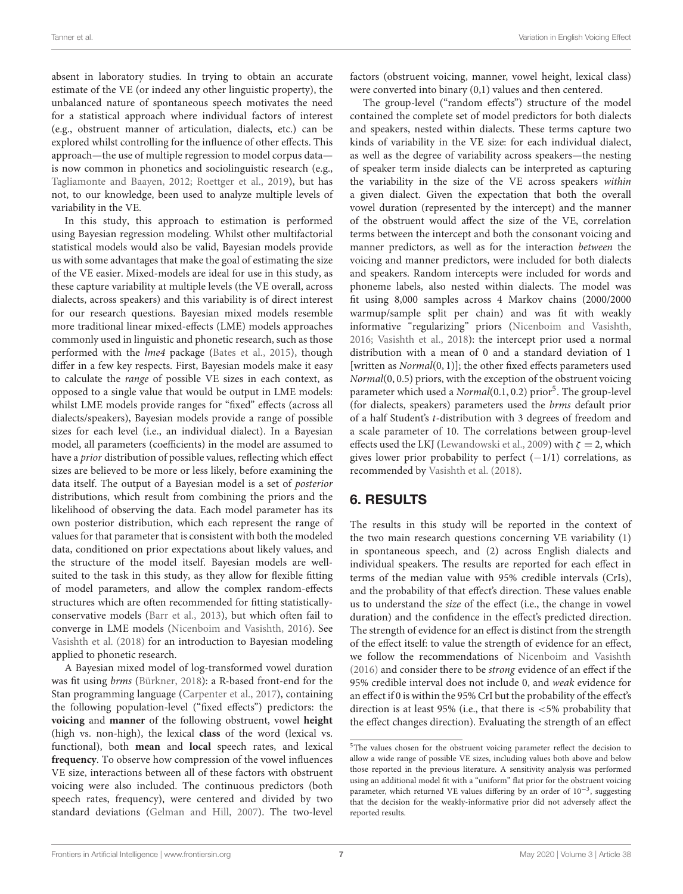absent in laboratory studies. In trying to obtain an accurate estimate of the VE (or indeed any other linguistic property), the unbalanced nature of spontaneous speech motivates the need for a statistical approach where individual factors of interest (e.g., obstruent manner of articulation, dialects, etc.) can be explored whilst controlling for the influence of other effects. This approach—the use of multiple regression to model corpus data—is now common in phonetics and sociolinguistic research (e.g., Tagliamonte and Baayen, 2012; Roettger et al., 2019), but has not, to our knowledge, been used to analyze multiple levels of variability in the VE.

In this study, this approach to estimation is performed using Bayesian regression modeling. Whilst other multifactorial statistical models would also be valid, Bayesian models provide us with some advantages that make the goal of estimating the size of the VE easier. Mixed-models are ideal for use in this study, as these capture variability at multiple levels (the VE overall, across dialects, across speakers) and this variability is of direct interest for our research questions. Bayesian mixed models resemble more traditional linear mixed-effects (LME) models approaches commonly used in linguistic and phonetic research, such as those performed with the *lme4* package (Bates et al., 2015), though differ in a few key respects. First, Bayesian models make it easy to calculate the *range* of possible VE sizes in each context, as opposed to a single value that would be output in LME models: whilst LME models provide ranges for "fixed" effects (across all dialects/speakers), Bayesian models provide a range of possible sizes for each level (i.e., an individual dialect). In a Bayesian model, all parameters (coefficients) in the model are assumed to have a *prior* distribution of possible values, reflecting which effect sizes are believed to be more or less likely, before examining the data itself. The output of a Bayesian model is a set of *posterior* distributions, which result from combining the priors and the likelihood of observing the data. Each model parameter has its own posterior distribution, which each represent the range of values for that parameter that is consistent with both the modeled data, conditioned on prior expectations about likely values, and the structure of the model itself. Bayesian models are well-suited to the task in this study, as they allow for flexible fitting of model parameters, and allow the complex random-effects structures which are often recommended for fitting statistically-conservative models (Barr et al., 2013), but which often fail to converge in LME models (Nicenboim and Vasishth, 2016). See Vasishth et al. (2018) for an introduction to Bayesian modeling applied to phonetic research.

A Bayesian mixed model of log-transformed vowel duration was fit using *brms* (Bürkner, 2018): a R-based front-end for the Stan programming language (Carpenter et al., 2017), containing the following population-level ("fixed effects") predictors: the **voicing** and **manner** of the following obstruent, vowel **height** (high vs. non-high), the lexical **class** of the word (lexical vs. functional), both **mean** and **local** speech rates, and lexical **frequency**. To observe how compression of the vowel influences VE size, interactions between all of these factors with obstruent voicing were also included. The continuous predictors (both speech rates, frequency), were centered and divided by two standard deviations (Gelman and Hill, 2007). The two-level factors (obstruent voicing, manner, vowel height, lexical class) were converted into binary (0,1) values and then centered.

The group-level ("random effects") structure of the model contained the complete set of model predictors for both dialects and speakers, nested within dialects. These terms capture two kinds of variability in the VE size: for each individual dialect, as well as the degree of variability across speakers—the nesting of speaker term inside dialects can be interpreted as capturing the variability in the size of the VE across speakers *within* a given dialect. Given the expectation that both the overall vowel duration (represented by the intercept) and the manner of the obstruent would affect the size of the VE, correlation terms between the intercept and both the consonant voicing and manner predictors, as well as for the interaction *between* the voicing and manner predictors, were included for both dialects and speakers. Random intercepts were included for words and phoneme labels, also nested within dialects. The model was fit using 8,000 samples across 4 Markov chains (2000/2000 warmup/sample split per chain) and was fit with weakly informative "regularizing" priors (Nicenboim and Vasishth, 2016; Vasishth et al., 2018): the intercept prior used a normal distribution with a mean of 0 and a standard deviation of 1 [written as $Normal(0, 1)$]; the other fixed effects parameters used $Normal(0, 0.5)$ priors, with the exception of the obstruent voicing parameter which used a $Normal(0.1, 0.2)$ prior[5]. The group-level (for dialects, speakers) parameters used the *brms* default prior of a half Student's *t*-distribution with 3 degrees of freedom and a scale parameter of 10. The correlations between group-level effects used the LKJ (Lewandowski et al., 2009) with $\zeta = 2$, which gives lower prior probability to perfect $(-1/1)$ correlations, as recommended by Vasishth et al. (2018).

## 6. RESULTS

The results in this study will be reported in the context of the two main research questions concerning VE variability (1) in spontaneous speech, and (2) across English dialects and individual speakers. The results are reported for each effect in terms of the median value with 95% credible intervals (CrIs), and the probability of that effect's direction. These values enable us to understand the *size* of the effect (i.e., the change in vowel duration) and the confidence in the effect's predicted direction. The strength of evidence for an effect is distinct from the strength of the effect itself: to value the strength of evidence for an effect, we follow the recommendations of Nicenboim and Vasishth (2016) and consider there to be *strong* evidence of an effect if the 95% credible interval does not include 0, and *weak* evidence for an effect if 0 is within the 95% CrI but the probability of the effect's direction is at least 95% (i.e., that there is <5% probability that the effect changes direction). Evaluating the strength of an effect

[5]The values chosen for the obstruent voicing parameter reflect the decision to allow a wide range of possible VE sizes, including values both above and below those reported in the previous literature. A sensitivity analysis was performed using an additional model fit with a "uniform" flat prior for the obstruent voicing parameter, which returned VE values differing by an order of $10^{-3}$, suggesting that the decision for the weakly-informative prior did not adversely affect the reported results.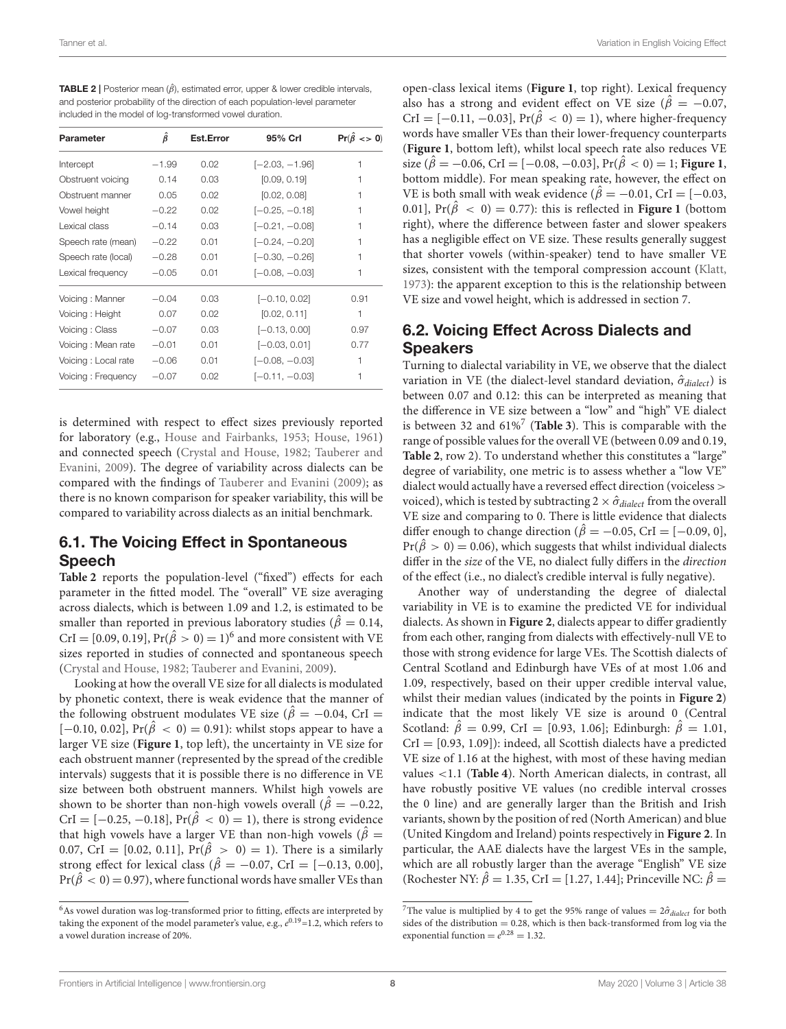**TABLE 2 |** Posterior mean ($\hat{\beta}$), estimated error, upper & lower credible intervals, and posterior probability of the direction of each population-level parameter included in the model of log-transformed vowel duration.

| Parameter | $\hat{\beta}$ | Est.Error | 95% CrI | $\Pr(\hat{\beta} <> 0)$ |
|---|---|---|---|---|
| Intercept | −1.99 | 0.02 | [−2.03, −1.96] | 1 |
| Obstruent voicing | 0.14 | 0.03 | [0.09, 0.19] | 1 |
| Obstruent manner | 0.05 | 0.02 | [0.02, 0.08] | 1 |
| Vowel height | −0.22 | 0.02 | [−0.25, −0.18] | 1 |
| Lexical class | −0.14 | 0.03 | [−0.21, −0.08] | 1 |
| Speech rate (mean) | −0.22 | 0.01 | [−0.24, −0.20] | 1 |
| Speech rate (local) | −0.28 | 0.01 | [−0.30, −0.26] | 1 |
| Lexical frequency | −0.05 | 0.01 | [−0.08, −0.03] | 1 |
| Voicing : Manner | −0.04 | 0.03 | [−0.10, 0.02] | 0.91 |
| Voicing : Height | 0.07 | 0.02 | [0.02, 0.11] | 1 |
| Voicing : Class | −0.07 | 0.03 | [−0.13, 0.00] | 0.97 |
| Voicing : Mean rate | −0.01 | 0.01 | [−0.03, 0.01] | 0.77 |
| Voicing : Local rate | −0.06 | 0.01 | [−0.08, −0.03] | 1 |
| Voicing : Frequency | −0.07 | 0.02 | [−0.11, −0.03] | 1 |

is determined with respect to effect sizes previously reported for laboratory (e.g., House and Fairbanks, 1953; House, 1961) and connected speech (Crystal and House, 1982; Tauberer and Evanini, 2009). The degree of variability across dialects can be compared with the findings of Tauberer and Evanini (2009); as there is no known comparison for speaker variability, this will be compared to variability across dialects as an initial benchmark.

## 6.1. The Voicing Effect in Spontaneous Speech

**Table 2** reports the population-level ("fixed") effects for each parameter in the fitted model. The "overall" VE size averaging across dialects, which is between 1.09 and 1.2, is estimated to be smaller than reported in previous laboratory studies ($\hat{\beta} = 0.14$, CrI = [0.09, 0.19], $\Pr(\hat{\beta} > 0) = 1$)[6] and more consistent with VE sizes reported in studies of connected and spontaneous speech (Crystal and House, 1982; Tauberer and Evanini, 2009).

Looking at how the overall VE size for all dialects is modulated by phonetic context, there is weak evidence that the manner of the following obstruent modulates VE size ($\hat{\beta} = -0.04$, CrI = [−0.10, 0.02], $\Pr(\hat{\beta} < 0) = 0.91$): whilst stops appear to have a larger VE size (**Figure 1**, top left), the uncertainty in VE size for each obstruent manner (represented by the spread of the credible intervals) suggests that it is possible there is no difference in VE size between both obstruent manners. Whilst high vowels are shown to be shorter than non-high vowels overall ($\hat{\beta} = -0.22$, CrI = [−0.25, −0.18], $\Pr(\hat{\beta} < 0) = 1$), there is strong evidence that high vowels have a larger VE than non-high vowels ($\hat{\beta} = 0.07$, CrI = [0.02, 0.11], $\Pr(\hat{\beta} > 0) = 1$). There is a similarly strong effect for lexical class ($\hat{\beta} = -0.07$, CrI = [−0.13, 0.00], $\Pr(\hat{\beta} < 0) = 0.97$), where functional words have smaller VEs than open-class lexical items (**Figure 1**, top right). Lexical frequency also has a strong and evident effect on VE size ($\hat{\beta} = -0.07$, CrI = [−0.11, −0.03], $\Pr(\hat{\beta} < 0) = 1$), where higher-frequency words have smaller VEs than their lower-frequency counterparts (**Figure 1**, bottom left), whilst local speech rate also reduces VE size ($\hat{\beta} = -0.06$, CrI = [−0.08, −0.03], $\Pr(\hat{\beta} < 0) = 1$; **Figure 1**, bottom middle). For mean speaking rate, however, the effect on VE is both small with weak evidence ($\hat{\beta} = -0.01$, CrI = [−0.03, 0.01], $\Pr(\hat{\beta} < 0) = 0.77$): this is reflected in **Figure 1** (bottom right), where the difference between faster and slower speakers has a negligible effect on VE size. These results generally suggest that shorter vowels (within-speaker) tend to have smaller VE sizes, consistent with the temporal compression account (Klatt, 1973): the apparent exception to this is the relationship between VE size and vowel height, which is addressed in section 7.

## 6.2. Voicing Effect Across Dialects and Speakers

Turning to dialectal variability in VE, we observe that the dialect variation in VE (the dialect-level standard deviation, $\hat{\sigma}_{dialect}$) is between 0.07 and 0.12: this can be interpreted as meaning that the difference in VE size between a "low" and "high" VE dialect is between 32 and 61%[7] (**Table 3**). This is comparable with the range of possible values for the overall VE (between 0.09 and 0.19, **Table 2**, row 2). To understand whether this constitutes a "large" degree of variability, one metric is to assess whether a "low VE" dialect would actually have a reversed effect direction (voiceless > voiced), which is tested by subtracting $2 \times \hat{\sigma}_{dialect}$ from the overall VE size and comparing to 0. There is little evidence that dialects differ enough to change direction ($\hat{\beta} = -0.05$, CrI = [−0.09, 0], $\Pr(\hat{\beta} > 0) = 0.06$), which suggests that whilst individual dialects differ in the *size* of the VE, no dialect fully differs in the *direction* of the effect (i.e., no dialect's credible interval is fully negative).

Another way of understanding the degree of dialectal variability in VE is to examine the predicted VE for individual dialects. As shown in **Figure 2**, dialects appear to differ gradiently from each other, ranging from dialects with effectively-null VE to those with strong evidence for large VEs. The Scottish dialects of Central Scotland and Edinburgh have VEs of at most 1.06 and 1.09, respectively, based on their upper credible interval value, whilst their median values (indicated by the points in **Figure 2**) indicate that the most likely VE size is around 0 (Central Scotland: $\hat{\beta} = 0.99$, CrI = [0.93, 1.06]; Edinburgh: $\hat{\beta} = 1.01$, CrI = [0.93, 1.09]): indeed, all Scottish dialects have a predicted VE size of 1.16 at the highest, with most of these having median values <1.1 (**Table 4**). North American dialects, in contrast, all have robustly positive VE values (no credible interval crosses the 0 line) and are generally larger than the British and Irish variants, shown by the position of red (North American) and blue (United Kingdom and Ireland) points respectively in **Figure 2**. In particular, the AAE dialects have the largest VEs in the sample, which are all robustly larger than the average "English" VE size (Rochester NY: $\hat{\beta} = 1.35$, CrI = [1.27, 1.44]; Princeville NC: $\hat{\beta} =$

[6]As vowel duration was log-transformed prior to fitting, effects are interpreted by taking the exponent of the model parameter's value, e.g., $e^{0.19}$=1.2, which refers to a vowel duration increase of 20%.

[7]The value is multiplied by 4 to get the 95% range of values = $2\hat{\sigma}_{dialect}$ for both sides of the distribution = 0.28, which is then back-transformed from log via the exponential function = $e^{0.28} = 1.32$.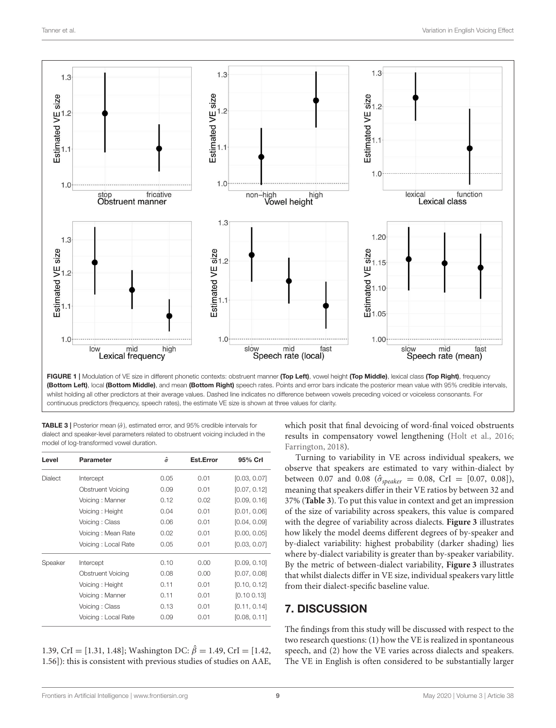**FIGURE 1 |** Modulation of VE size in different phonetic contexts: obstruent manner **(Top Left)**, vowel height **(Top Middle)**, lexical class **(Top Right)**, frequency **(Bottom Left)**, local **(Bottom Middle)**, and mean **(Bottom Right)** speech rates. Points and error bars indicate the posterior mean value with 95% credible intervals, whilst holding all other predictors at their average values. Dashed line indicates no difference between vowels preceding voiced or voiceless consonants. For continuous predictors (frequency, speech rates), the estimate VE size is shown at three values for clarity.

**TABLE 3 |** Posterior mean ($\hat{\sigma}$), estimated error, and 95% credible intervals for dialect and speaker-level parameters related to obstruent voicing included in the model of log-transformed vowel duration.

| Level | Parameter | $\hat{\sigma}$ | Est.Error | 95% CrI |
|---|---|---|---|---|
| Dialect | Intercept | 0.05 | 0.01 | [0.03, 0.07] |
| | Obstruent Voicing | 0.09 | 0.01 | [0.07, 0.12] |
| | Voicing : Manner | 0.12 | 0.02 | [0.09, 0.16] |
| | Voicing : Height | 0.04 | 0.01 | [0.01, 0.06] |
| | Voicing : Class | 0.06 | 0.01 | [0.04, 0.09] |
| | Voicing : Mean Rate | 0.02 | 0.01 | [0.00, 0.05] |
| | Voicing : Local Rate | 0.05 | 0.01 | [0.03, 0.07] |
| Speaker | Intercept | 0.10 | 0.00 | [0.09, 0.10] |
| | Obstruent Voicing | 0.08 | 0.00 | [0.07, 0.08] |
| | Voicing : Height | 0.11 | 0.01 | [0.10, 0.12] |
| | Voicing : Manner | 0.11 | 0.01 | [0.10 0.13] |
| | Voicing : Class | 0.13 | 0.01 | [0.11, 0.14] |
| | Voicing : Local Rate | 0.09 | 0.01 | [0.08, 0.11] |

1.39, CrI = [1.31, 1.48]; Washington DC: $\hat{\beta} = 1.49$, CrI = [1.42, 1.56]): this is consistent with previous studies of studies on AAE, which posit that final devoicing of word-final voiced obstruents results in compensatory vowel lengthening (Holt et al., 2016; Farrington, 2018).

Turning to variability in VE across individual speakers, we observe that speakers are estimated to vary within-dialect by between 0.07 and 0.08 ($\hat{\sigma}_{speaker} = 0.08$, CrI = [0.07, 0.08]), meaning that speakers differ in their VE ratios by between 32 and 37% (**Table 3**). To put this value in context and get an impression of the size of variability across speakers, this value is compared with the degree of variability across dialects. **Figure 3** illustrates how likely the model deems different degrees of by-speaker and by-dialect variability: highest probability (darker shading) lies where by-dialect variability is greater than by-speaker variability. By the metric of between-dialect variability, **Figure 3** illustrates that whilst dialects differ in VE size, individual speakers vary little from their dialect-specific baseline value.

## 7. DISCUSSION

The findings from this study will be discussed with respect to the two research questions: (1) how the VE is realized in spontaneous speech, and (2) how the VE varies across dialects and speakers. The VE in English is often considered to be substantially larger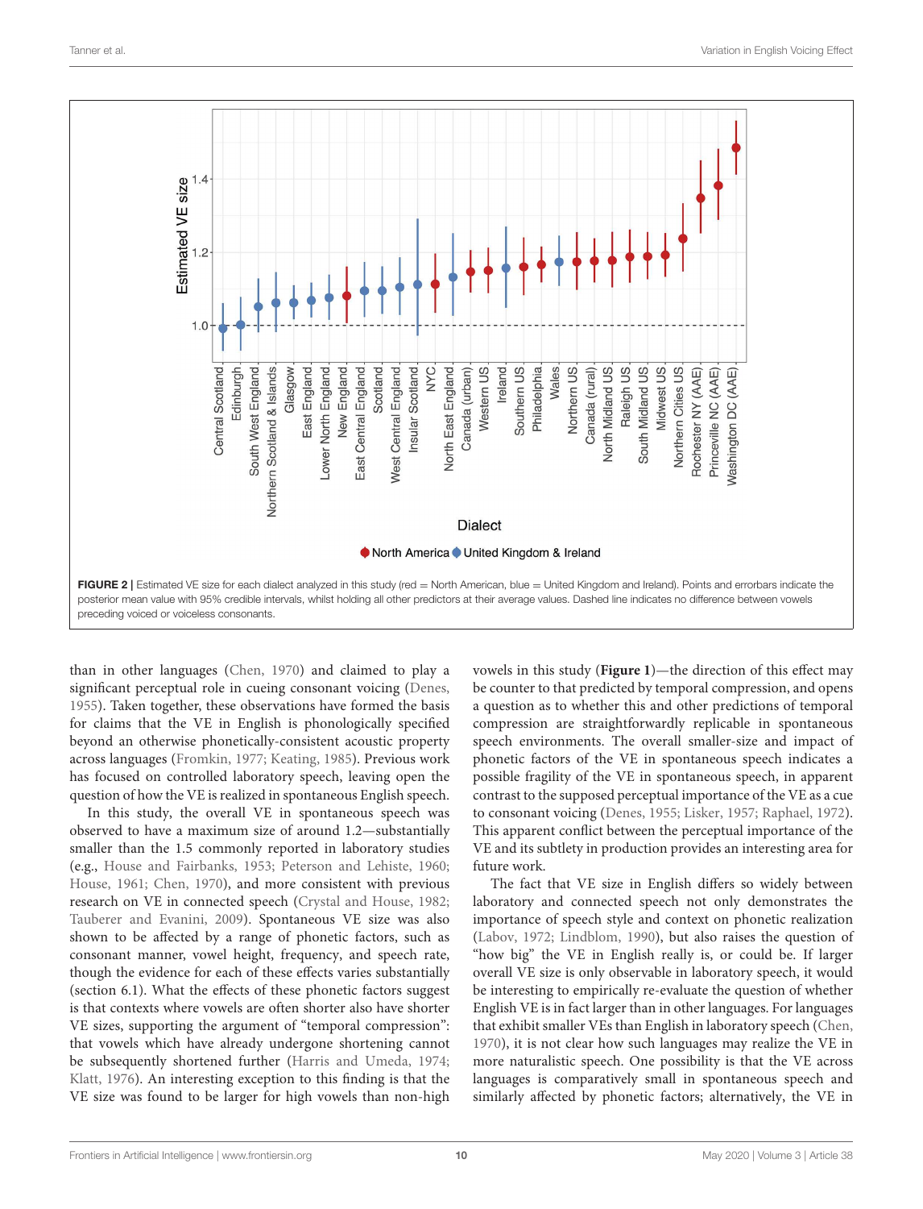FIGURE 2 | Estimated VE size for each dialect analyzed in this study (red = North American, blue = United Kingdom and Ireland). Points and errorbars indicate the posterior mean value with 95% credible intervals, whilst holding all other predictors at their average values. Dashed line indicates no difference between vowels preceding voiced or voiceless consonants.

than in other languages (Chen, 1970) and claimed to play a significant perceptual role in cueing consonant voicing (Denes, 1955). Taken together, these observations have formed the basis for claims that the VE in English is phonologically specified beyond an otherwise phonetically-consistent acoustic property across languages (Fromkin, 1977; Keating, 1985). Previous work has focused on controlled laboratory speech, leaving open the question of how the VE is realized in spontaneous English speech.

In this study, the overall VE in spontaneous speech was observed to have a maximum size of around 1.2—substantially smaller than the 1.5 commonly reported in laboratory studies (e.g., House and Fairbanks, 1953; Peterson and Lehiste, 1960; House, 1961; Chen, 1970), and more consistent with previous research on VE in connected speech (Crystal and House, 1982; Tauberer and Evanini, 2009). Spontaneous VE size was also shown to be affected by a range of phonetic factors, such as consonant manner, vowel height, frequency, and speech rate, though the evidence for each of these effects varies substantially (section 6.1). What the effects of these phonetic factors suggest is that contexts where vowels are often shorter also have shorter VE sizes, supporting the argument of "temporal compression": that vowels which have already undergone shortening cannot be subsequently shortened further (Harris and Umeda, 1974; Klatt, 1976). An interesting exception to this finding is that the VE size was found to be larger for high vowels than non-high vowels in this study (**Figure 1**)—the direction of this effect may be counter to that predicted by temporal compression, and opens a question as to whether this and other predictions of temporal compression are straightforwardly replicable in spontaneous speech environments. The overall smaller-size and impact of phonetic factors of the VE in spontaneous speech indicates a possible fragility of the VE in spontaneous speech, in apparent contrast to the supposed perceptual importance of the VE as a cue to consonant voicing (Denes, 1955; Lisker, 1957; Raphael, 1972). This apparent conflict between the perceptual importance of the VE and its subtlety in production provides an interesting area for future work.

The fact that VE size in English differs so widely between laboratory and connected speech not only demonstrates the importance of speech style and context on phonetic realization (Labov, 1972; Lindblom, 1990), but also raises the question of "how big" the VE in English really is, or could be. If larger overall VE size is only observable in laboratory speech, it would be interesting to empirically re-evaluate the question of whether English VE is in fact larger than in other languages. For languages that exhibit smaller VEs than English in laboratory speech (Chen, 1970), it is not clear how such languages may realize the VE in more naturalistic speech. One possibility is that the VE across languages is comparatively small in spontaneous speech and similarly affected by phonetic factors; alternatively, the VE in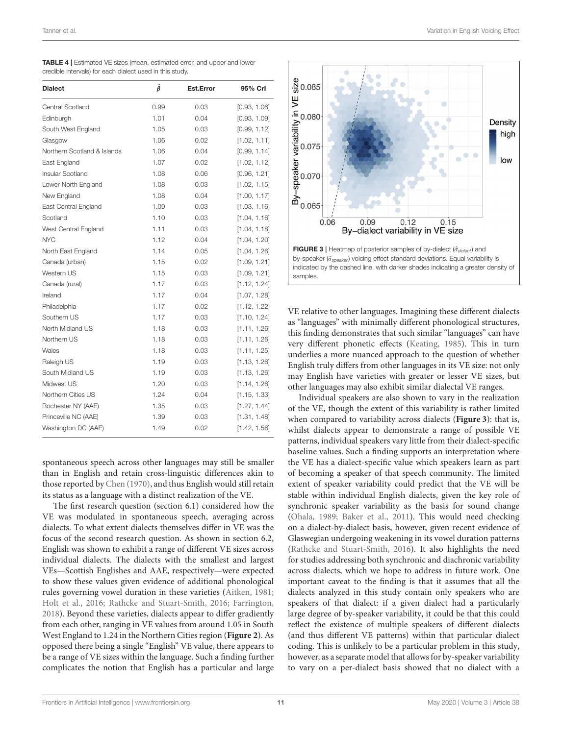**TABLE 4 |** Estimated VE sizes (mean, estimated error, and upper and lower credible intervals) for each dialect used in this study.

| Dialect | $\hat{\beta}$ | Est.Error | 95% CrI |
|---|---|---|---|
| Central Scotland | 0.99 | 0.03 | [0.93, 1.06] |
| Edinburgh | 1.01 | 0.04 | [0.93, 1.09] |
| South West England | 1.05 | 0.03 | [0.99, 1.12] |
| Glasgow | 1.06 | 0.02 | [1.02, 1.11] |
| Northern Scotland & Islands | 1.06 | 0.04 | [0.99, 1.14] |
| East England | 1.07 | 0.02 | [1.02, 1.12] |
| Insular Scotland | 1.08 | 0.06 | [0.96, 1.21] |
| Lower North England | 1.08 | 0.03 | [1.02, 1.15] |
| New England | 1.08 | 0.04 | [1.00, 1.17] |
| East Central England | 1.09 | 0.03 | [1.03, 1.16] |
| Scotland | 1.10 | 0.03 | [1.04, 1.16] |
| West Central England | 1.11 | 0.03 | [1.04, 1.18] |
| NYC | 1.12 | 0.04 | [1.04, 1.20] |
| North East England | 1.14 | 0.05 | [1.04, 1.26] |
| Canada (urban) | 1.15 | 0.02 | [1.09, 1.21] |
| Western US | 1.15 | 0.03 | [1.09, 1.21] |
| Canada (rural) | 1.17 | 0.03 | [1.12, 1.24] |
| Ireland | 1.17 | 0.04 | [1.07, 1.28] |
| Philadelphia | 1.17 | 0.02 | [1.12, 1.22] |
| Southern US | 1.17 | 0.03 | [1.10, 1.24] |
| North Midland US | 1.18 | 0.03 | [1.11, 1.26] |
| Northern US | 1.18 | 0.03 | [1.11, 1.26] |
| Wales | 1.18 | 0.03 | [1.11, 1.25] |
| Raleigh US | 1.19 | 0.03 | [1.13, 1.26] |
| South Midland US | 1.19 | 0.03 | [1.13, 1.26] |
| Midwest US | 1.20 | 0.03 | [1.14, 1.26] |
| Northern Cities US | 1.24 | 0.04 | [1.15, 1.33] |
| Rochester NY (AAE) | 1.35 | 0.03 | [1.27, 1.44] |
| Princeville NC (AAE) | 1.39 | 0.03 | [1.31, 1.48] |
| Washington DC (AAE) | 1.49 | 0.02 | [1.42, 1.56] |

spontaneous speech across other languages may still be smaller than in English and retain cross-linguistic differences akin to those reported by Chen (1970), and thus English would still retain its status as a language with a distinct realization of the VE.

The first research question (section 6.1) considered how the VE was modulated in spontaneous speech, averaging across dialects. To what extent dialects themselves differ in VE was the focus of the second research question. As shown in section 6.2, English was shown to exhibit a range of different VE sizes across individual dialects. The dialects with the smallest and largest VEs—Scottish Englishes and AAE, respectively—were expected to show these values given evidence of additional phonological rules governing vowel duration in these varieties (Aitken, 1981; Holt et al., 2016; Rathcke and Stuart-Smith, 2016; Farrington, 2018). Beyond these varieties, dialects appear to differ gradiently from each other, ranging in VE values from around 1.05 in South West England to 1.24 in the Northern Cities region (**Figure 2**). As opposed there being a single "English" VE value, there appears to be a range of VE sizes within the language. Such a finding further complicates the notion that English has a particular and large VE relative to other languages. Imagining these different dialects as "languages" with minimally different phonological structures, this finding demonstrates that such similar "languages" can have very different phonetic effects (Keating, 1985). This in turn underlies a more nuanced approach to the question of whether English truly differs from other languages in its VE size: not only may English have varieties with greater or lesser VE sizes, but other languages may also exhibit similar dialectal VE ranges.

**FIGURE 3 |** Heatmap of posterior samples of by-dialect ($\hat{\sigma}_{dialect}$) and by-speaker ($\hat{\sigma}_{speaker}$) voicing effect standard deviations. Equal variability is indicated by the dashed line, with darker shades indicating a greater density of samples.

Individual speakers are also shown to vary in the realization of the VE, though the extent of this variability is rather limited when compared to variability across dialects (**Figure 3**): that is, whilst dialects appear to demonstrate a range of possible VE patterns, individual speakers vary little from their dialect-specific baseline values. Such a finding supports an interpretation where the VE has a dialect-specific value which speakers learn as part of becoming a speaker of that speech community. The limited extent of speaker variability could predict that the VE will be stable within individual English dialects, given the key role of synchronic speaker variability as the basis for sound change (Ohala, 1989; Baker et al., 2011). This would need checking on a dialect-by-dialect basis, however, given recent evidence of Glaswegian undergoing weakening in its vowel duration patterns (Rathcke and Stuart-Smith, 2016). It also highlights the need for studies addressing both synchronic and diachronic variability across dialects, which we hope to address in future work. One important caveat to the finding is that it assumes that all the dialects analyzed in this study contain only speakers who are speakers of that dialect: if a given dialect had a particularly large degree of by-speaker variability, it could be that this could reflect the existence of multiple speakers of different dialects (and thus different VE patterns) within that particular dialect coding. This is unlikely to be a particular problem in this study, however, as a separate model that allows for by-speaker variability to vary on a per-dialect basis showed that no dialect with a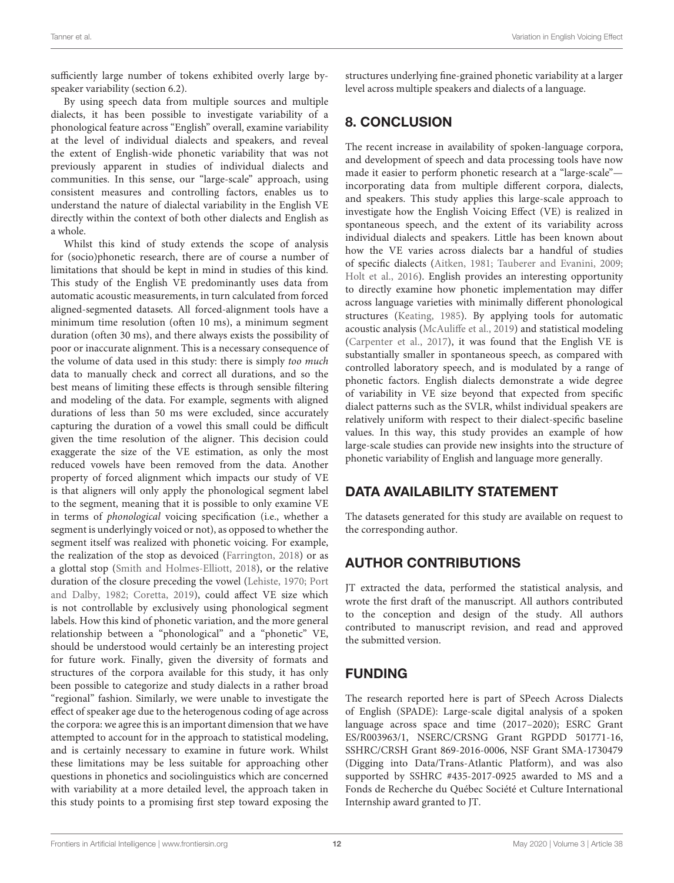sufficiently large number of tokens exhibited overly large by-speaker variability (section 6.2).

By using speech data from multiple sources and multiple dialects, it has been possible to investigate variability of a phonological feature across "English" overall, examine variability at the level of individual dialects and speakers, and reveal the extent of English-wide phonetic variability that was not previously apparent in studies of individual dialects and communities. In this sense, our "large-scale" approach, using consistent measures and controlling factors, enables us to understand the nature of dialectal variability in the English VE directly within the context of both other dialects and English as a whole.

Whilst this kind of study extends the scope of analysis for (socio)phonetic research, there are of course a number of limitations that should be kept in mind in studies of this kind. This study of the English VE predominantly uses data from automatic acoustic measurements, in turn calculated from forced aligned-segmented datasets. All forced-alignment tools have a minimum time resolution (often 10 ms), a minimum segment duration (often 30 ms), and there always exists the possibility of poor or inaccurate alignment. This is a necessary consequence of the volume of data used in this study: there is simply *too much* data to manually check and correct all durations, and so the best means of limiting these effects is through sensible filtering and modeling of the data. For example, segments with aligned durations of less than 50 ms were excluded, since accurately capturing the duration of a vowel this small could be difficult given the time resolution of the aligner. This decision could exaggerate the size of the VE estimation, as only the most reduced vowels have been removed from the data. Another property of forced alignment which impacts our study of VE is that aligners will only apply the phonological segment label to the segment, meaning that it is possible to only examine VE in terms of *phonological* voicing specification (i.e., whether a segment is underlyingly voiced or not), as opposed to whether the segment itself was realized with phonetic voicing. For example, the realization of the stop as devoiced (Farrington, 2018) or as a glottal stop (Smith and Holmes-Elliott, 2018), or the relative duration of the closure preceding the vowel (Lehiste, 1970; Port and Dalby, 1982; Coretta, 2019), could affect VE size which is not controllable by exclusively using phonological segment labels. How this kind of phonetic variation, and the more general relationship between a "phonological" and a "phonetic" VE, should be understood would certainly be an interesting project for future work. Finally, given the diversity of formats and structures of the corpora available for this study, it has only been possible to categorize and study dialects in a rather broad "regional" fashion. Similarly, we were unable to investigate the effect of speaker age due to the heterogenous coding of age across the corpora: we agree this is an important dimension that we have attempted to account for in the approach to statistical modeling, and is certainly necessary to examine in future work. Whilst these limitations may be less suitable for approaching other questions in phonetics and sociolinguistics which are concerned with variability at a more detailed level, the approach taken in this study points to a promising first step toward exposing the structures underlying fine-grained phonetic variability at a larger level across multiple speakers and dialects of a language.

## 8. CONCLUSION

The recent increase in availability of spoken-language corpora, and development of speech and data processing tools have now made it easier to perform phonetic research at a "large-scale"—incorporating data from multiple different corpora, dialects, and speakers. This study applies this large-scale approach to investigate how the English Voicing Effect (VE) is realized in spontaneous speech, and the extent of its variability across individual dialects and speakers. Little has been known about how the VE varies across dialects bar a handful of studies of specific dialects (Aitken, 1981; Tauberer and Evanini, 2009; Holt et al., 2016). English provides an interesting opportunity to directly examine how phonetic implementation may differ across language varieties with minimally different phonological structures (Keating, 1985). By applying tools for automatic acoustic analysis (McAuliffe et al., 2019) and statistical modeling (Carpenter et al., 2017), it was found that the English VE is substantially smaller in spontaneous speech, as compared with controlled laboratory speech, and is modulated by a range of phonetic factors. English dialects demonstrate a wide degree of variability in VE size beyond that expected from specific dialect patterns such as the SVLR, whilst individual speakers are relatively uniform with respect to their dialect-specific baseline values. In this way, this study provides an example of how large-scale studies can provide new insights into the structure of phonetic variability of English and language more generally.

## DATA AVAILABILITY STATEMENT

The datasets generated for this study are available on request to the corresponding author.

## AUTHOR CONTRIBUTIONS

JT extracted the data, performed the statistical analysis, and wrote the first draft of the manuscript. All authors contributed to the conception and design of the study. All authors contributed to manuscript revision, and read and approved the submitted version.

## FUNDING

The research reported here is part of SPeech Across Dialects of English (SPADE): Large-scale digital analysis of a spoken language across space and time (2017–2020); ESRC Grant ES/R003963/1, NSERC/CRSNG Grant RGPDD 501771-16, SSHRC/CRSH Grant 869-2016-0006, NSF Grant SMA-1730479 (Digging into Data/Trans-Atlantic Platform), and was also supported by SSHRC #435-2017-0925 awarded to MS and a Fonds de Recherche du Québec Société et Culture International Internship award granted to JT.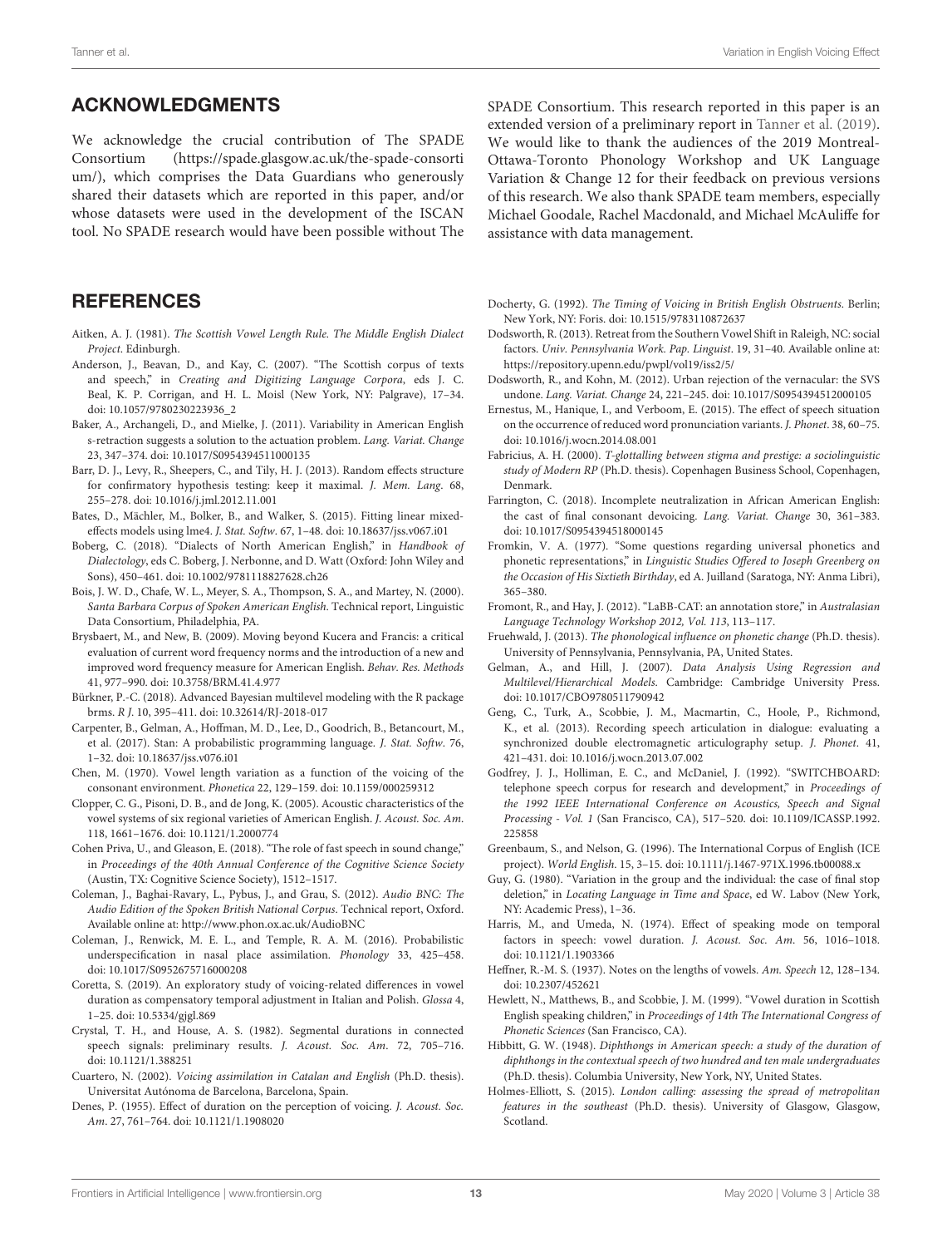## ACKNOWLEDGMENTS

We acknowledge the crucial contribution of The SPADE Consortium (https://spade.glasgow.ac.uk/the-spade-consortium/), which comprises the Data Guardians who generously shared their datasets which are reported in this paper, and/or whose datasets were used in the development of the ISCAN tool. No SPADE research would have been possible without The SPADE Consortium. This research reported in this paper is an extended version of a preliminary report in Tanner et al. (2019). We would like to thank the audiences of the 2019 Montreal-Ottawa-Toronto Phonology Workshop and UK Language Variation & Change 12 for their feedback on previous versions of this research. We also thank SPADE team members, especially Michael Goodale, Rachel Macdonald, and Michael McAuliffe for assistance with data management.

## REFERENCES

Aitken, A. J. (1981). *The Scottish Vowel Length Rule. The Middle English Dialect Project*. Edinburgh.

Anderson, J., Beavan, D., and Kay, C. (2007). "The Scottish corpus of texts and speech," in *Creating and Digitizing Language Corpora*, eds J. C. Beal, K. P. Corrigan, and H. L. Moisl (New York, NY: Palgrave), 17–34. doi: 10.1057/9780230223936_2

Baker, A., Archangeli, D., and Mielke, J. (2011). Variability in American English s-retraction suggests a solution to the actuation problem. *Lang. Variat. Change* 23, 347–374. doi: 10.1017/S0954394511000135

Barr, D. J., Levy, R., Sheepers, C., and Tily, H. J. (2013). Random effects structure for confirmatory hypothesis testing: keep it maximal. *J. Mem. Lang*. 68, 255–278. doi: 10.1016/j.jml.2012.11.001

Bates, D., Mächler, M., Bolker, B., and Walker, S. (2015). Fitting linear mixed-effects models using lme4. *J. Stat. Softw*. 67, 1–48. doi: 10.18637/jss.v067.i01

Boberg, C. (2018). "Dialects of North American English," in *Handbook of Dialectology*, eds C. Boberg, J. Nerbonne, and D. Watt (Oxford: John Wiley and Sons), 450–461. doi: 10.1002/9781118827628.ch26

Bois, J. W. D., Chafe, W. L., Meyer, S. A., Thompson, S. A., and Martey, N. (2000). *Santa Barbara Corpus of Spoken American English*. Technical report, Linguistic Data Consortium, Philadelphia, PA.

Brysbaert, M., and New, B. (2009). Moving beyond Kucera and Francis: a critical evaluation of current word frequency norms and the introduction of a new and improved word frequency measure for American English. *Behav. Res. Methods* 41, 977–990. doi: 10.3758/BRM.41.4.977

Bürkner, P.-C. (2018). Advanced Bayesian multilevel modeling with the R package brms. *R J*. 10, 395–411. doi: 10.32614/RJ-2018-017

Carpenter, B., Gelman, A., Hoffman, M. D., Lee, D., Goodrich, B., Betancourt, M., et al. (2017). Stan: A probabilistic programming language. *J. Stat. Softw*. 76, 1–32. doi: 10.18637/jss.v076.i01

Chen, M. (1970). Vowel length variation as a function of the voicing of the consonant environment. *Phonetica* 22, 129–159. doi: 10.1159/000259312

Clopper, C. G., Pisoni, D. B., and de Jong, K. (2005). Acoustic characteristics of the vowel systems of six regional varieties of American English. *J. Acoust. Soc. Am*. 118, 1661–1676. doi: 10.1121/1.2000774

Cohen Priva, U., and Gleason, E. (2018). "The role of fast speech in sound change," in *Proceedings of the 40th Annual Conference of the Cognitive Science Society* (Austin, TX: Cognitive Science Society), 1512–1517.

Coleman, J., Baghai-Ravary, L., Pybus, J., and Grau, S. (2012). *Audio BNC: The Audio Edition of the Spoken British National Corpus*. Technical report, Oxford. Available online at: http://www.phon.ox.ac.uk/AudioBNC

Coleman, J., Renwick, M. E. L., and Temple, R. A. M. (2016). Probabilistic underspecification in nasal place assimilation. *Phonology* 33, 425–458. doi: 10.1017/S0952675716000208

Coretta, S. (2019). An exploratory study of voicing-related differences in vowel duration as compensatory temporal adjustment in Italian and Polish. *Glossa* 4, 1–25. doi: 10.5334/gjgl.869

Crystal, T. H., and House, A. S. (1982). Segmental durations in connected speech signals: preliminary results. *J. Acoust. Soc. Am*. 72, 705–716. doi: 10.1121/1.388251

Cuartero, N. (2002). *Voicing assimilation in Catalan and English* (Ph.D. thesis). Universitat Autónoma de Barcelona, Barcelona, Spain.

Denes, P. (1955). Effect of duration on the perception of voicing. *J. Acoust. Soc. Am*. 27, 761–764. doi: 10.1121/1.1908020

Docherty, G. (1992). *The Timing of Voicing in British English Obstruents*. Berlin; New York, NY: Foris. doi: 10.1515/9783110872637

Dodsworth, R. (2013). Retreat from the Southern Vowel Shift in Raleigh, NC: social factors. *Univ. Pennsylvania Work. Pap. Linguist*. 19, 31–40. Available online at: https://repository.upenn.edu/pwpl/vol19/iss2/5/

Dodsworth, R., and Kohn, M. (2012). Urban rejection of the vernacular: the SVS undone. *Lang. Variat. Change* 24, 221–245. doi: 10.1017/S0954394512000105

Ernestus, M., Hanique, I., and Verboom, E. (2015). The effect of speech situation on the occurrence of reduced word pronunciation variants. *J. Phonet*. 38, 60–75. doi: 10.1016/j.wocn.2014.08.001

Fabricius, A. H. (2000). *T-glottalling between stigma and prestige: a sociolinguistic study of Modern RP* (Ph.D. thesis). Copenhagen Business School, Copenhagen, Denmark.

Farrington, C. (2018). Incomplete neutralization in African American English: the cast of final consonant devoicing. *Lang. Variat. Change* 30, 361–383. doi: 10.1017/S0954394518000145

Fromkin, V. A. (1977). "Some questions regarding universal phonetics and phonetic representations," in *Linguistic Studies Offered to Joseph Greenberg on the Occasion of His Sixtieth Birthday*, ed A. Juilland (Saratoga, NY: Anma Libri), 365–380.

Fromont, R., and Hay, J. (2012). "LaBB-CAT: an annotation store," in *Australasian Language Technology Workshop 2012, Vol. 113*, 113–117.

Fruehwald, J. (2013). *The phonological influence on phonetic change* (Ph.D. thesis). University of Pennsylvania, Pennsylvania, PA, United States.

Gelman, A., and Hill, J. (2007). *Data Analysis Using Regression and Multilevel/Hierarchical Models*. Cambridge: Cambridge University Press. doi: 10.1017/CBO9780511790942

Geng, C., Turk, A., Scobbie, J. M., Macmartin, C., Hoole, P., Richmond, K., et al. (2013). Recording speech articulation in dialogue: evaluating a synchronized double electromagnetic articulography setup. *J. Phonet*. 41, 421–431. doi: 10.1016/j.wocn.2013.07.002

Godfrey, J. J., Holliman, E. C., and McDaniel, J. (1992). "SWITCHBOARD: telephone speech corpus for research and development," in *Proceedings of the 1992 IEEE International Conference on Acoustics, Speech and Signal Processing - Vol. 1* (San Francisco, CA), 517–520. doi: 10.1109/ICASSP.1992.225858

Greenbaum, S., and Nelson, G. (1996). The International Corpus of English (ICE project). *World English*. 15, 3–15. doi: 10.1111/j.1467-971X.1996.tb00088.x

Guy, G. (1980). "Variation in the group and the individual: the case of final stop deletion," in *Locating Language in Time and Space*, ed W. Labov (New York, NY: Academic Press), 1–36.

Harris, M., and Umeda, N. (1974). Effect of speaking mode on temporal factors in speech: vowel duration. *J. Acoust. Soc. Am*. 56, 1016–1018. doi: 10.1121/1.1903366

Heffner, R.-M. S. (1937). Notes on the lengths of vowels. *Am. Speech* 12, 128–134. doi: 10.2307/452621

Hewlett, N., Matthews, B., and Scobbie, J. M. (1999). "Vowel duration in Scottish English speaking children," in *Proceedings of 14th The International Congress of Phonetic Sciences* (San Francisco, CA).

Hibbitt, G. W. (1948). *Diphthongs in American speech: a study of the duration of diphthongs in the contextual speech of two hundred and ten male undergraduates* (Ph.D. thesis). Columbia University, New York, NY, United States.

Holmes-Elliott, S. (2015). *London calling: assessing the spread of metropolitan features in the southeast* (Ph.D. thesis). University of Glasgow, Glasgow, Scotland.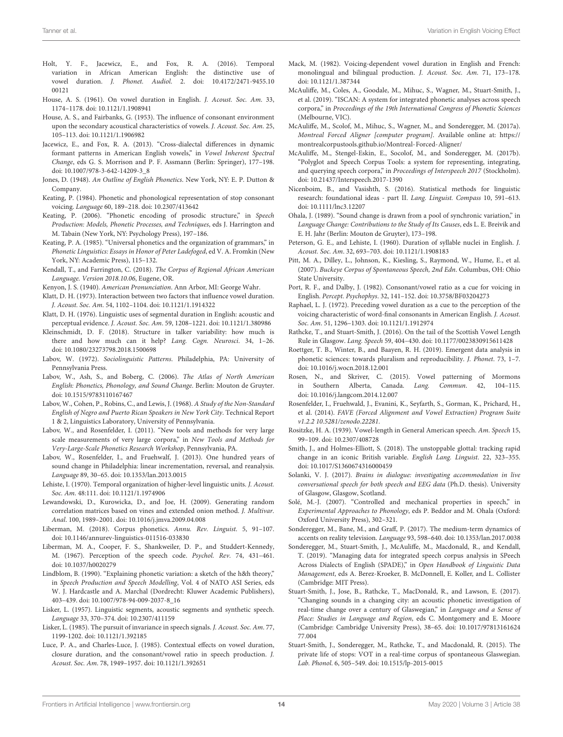Holt, Y. F., Jacewicz, E., and Fox, R. A. (2016). Temporal variation in African American English: the distinctive use of vowel duration. *J. Phonet. Audiol.* 2. doi: 10.4172/2471-9455.1000121

House, A. S. (1961). On vowel duration in English. *J. Acoust. Soc. Am.* 33, 1174–1178. doi: 10.1121/1.1908941

House, A. S., and Fairbanks, G. (1953). The influence of consonant environment upon the secondary acoustical characteristics of vowels. *J. Acoust. Soc. Am.* 25, 105–113. doi: 10.1121/1.1906982

Jacewicz, E., and Fox, R. A. (2013). "Cross-dialectal differences in dynamic formant patterns in American English vowels," in *Vowel Inherent Spectral Change*, eds G. S. Morrison and P. F. Assmann (Berlin: Springer), 177–198. doi: 10.1007/978-3-642-14209-3_8

Jones, D. (1948). *An Outline of English Phonetics*. New York, NY: E. P. Dutton & Company.

Keating, P. (1984). Phonetic and phonological representation of stop consonant voicing. *Language* 60, 189–218. doi: 10.2307/413642

Keating, P. (2006). "Phonetic encoding of prosodic structure," in *Speech Production: Models, Phonetic Processes, and Techniques*, eds J. Harrington and M. Tabain (New York, NY: Psychology Press), 197–186.

Keating, P. A. (1985). "Universal phonetics and the organization of grammars," in *Phonetic Linguistics: Essays in Honor of Peter Ladefoged*, ed V. A. Fromkin (New York, NY: Academic Press), 115–132.

Kendall, T., and Farrington, C. (2018). *The Corpus of Regional African American Language. Version 2018.10.06*, Eugene, OR.

Kenyon, J. S. (1940). *American Pronunciation*. Ann Arbor, MI: George Wahr.

Klatt, D. H. (1973). Interaction between two factors that influence vowel duration. *J. Acoust. Soc. Am.* 54, 1102–1104. doi: 10.1121/1.1914322

Klatt, D. H. (1976). Linguistic uses of segmental duration in English: acoustic and perceptual evidence. *J. Acoust. Soc. Am.* 59, 1208–1221. doi: 10.1121/1.380986

Kleinschmidt, D. F. (2018). Structure in talker variability: how much is there and how much can it help? *Lang. Cogn. Neurosci.* 34, 1–26. doi: 10.1080/23273798.2018.1500698

Labov, W. (1972). *Sociolinguistic Patterns*. Philadelphia, PA: University of Pennsylvania Press.

Labov, W., Ash, S., and Boberg, C. (2006). *The Atlas of North American English: Phonetics, Phonology, and Sound Change*. Berlin: Mouton de Gruyter. doi: 10.1515/9783110167467

Labov, W., Cohen, P., Robins, C., and Lewis, J. (1968). *A Study of the Non-Standard English of Negro and Puerto Rican Speakers in New York City*. Technical Report 1 & 2, Linguistics Laboratory, University of Pennsylvania.

Labov, W., and Rosenfelder, I. (2011). "New tools and methods for very large scale measurements of very large corpora," in *New Tools and Methods for Very-Large-Scale Phonetics Research Workshop*, Pennsylvania, PA.

Labov, W., Rosenfelder, I., and Fruehwalf, J. (2013). One hundred years of sound change in Philadelphia: linear incrementation, reversal, and reanalysis. *Language* 89, 30–65. doi: 10.1353/lan.2013.0015

Lehiste, I. (1970). Temporal organization of higher-level linguistic units. *J. Acoust. Soc. Am.* 48:111. doi: 10.1121/1.1974906

Lewandowski, D., Kurowicka, D., and Joe, H. (2009). Generating random correlation matrices based on vines and extended onion method. *J. Multivar. Anal.* 100, 1989–2001. doi: 10.1016/j.jmva.2009.04.008

Liberman, M. (2018). Corpus phonetics. *Annu. Rev. Linguist.* 5, 91–107. doi: 10.1146/annurev-linguistics-011516-033830

Liberman, M. A., Cooper, F. S., Shankweiler, D. P., and Studdert-Kennedy, M. (1967). Perception of the speech code. *Psychol. Rev.* 74, 431–461. doi: 10.1037/h0020279

Lindblom, B. (1990). "Explaining phonetic variation: a sketch of the h&h theory," in *Speech Production and Speech Modelling*, Vol. 4 of NATO ASI Series, eds W. J. Hardcastle and A. Marchal (Dordrecht: Kluwer Academic Publishers), 403–439. doi: 10.1007/978-94-009-2037-8_16

Lisker, L. (1957). Linguistic segments, acoustic segments and synthetic speech. *Language* 33, 370–374. doi: 10.2307/411159

Lisker, L. (1985). The pursuit of invariance in speech signals. *J. Acoust. Soc. Am.* 77, 1199-1202. doi: 10.1121/1.392185

Luce, P. A., and Charles-Luce, J. (1985). Contextual effects on vowel duration, closure duration, and the consonant/vowel ratio in speech production. *J. Acoust. Soc. Am.* 78, 1949–1957. doi: 10.1121/1.392651

Mack, M. (1982). Voicing-dependent vowel duration in English and French: monolingual and bilingual production. *J. Acoust. Soc. Am.* 71, 173–178. doi: 10.1121/1.387344

McAuliffe, M., Coles, A., Goodale, M., Mihuc, S., Wagner, M., Stuart-Smith, J., et al. (2019). "ISCAN: A system for integrated phonetic analyses across speech corpora," in *Proceedings of the 19th International Congress of Phonetic Sciences* (Melbourne, VIC).

McAuliffe, M., Scolof, M., Mihuc, S., Wagner, M., and Sonderegger, M. (2017a). *Montreal Forced Aligner [computer program]*. Available online at: https://montrealcorpustools.github.io/Montreal-Forced-Aligner/

McAuliffe, M., Stengel-Eskin, E., Socolof, M., and Sonderegger, M. (2017b). "Polyglot and Speech Corpus Tools: a system for representing, integrating, and querying speech corpora," in *Proceedings of Interspeech 2017* (Stockholm). doi: 10.21437/Interspeech.2017-1390

Nicenboim, B., and Vasishth, S. (2016). Statistical methods for linguistic research: foundational ideas - part II. *Lang. Linguist. Compass* 10, 591–613. doi: 10.1111/lnc3.12207

Ohala, J. (1989). "Sound change is drawn from a pool of synchronic variation," in *Language Change: Contributions to the Study of Its Causes*, eds L. E. Breivik and E. H. Jahr (Berlin: Mouton de Gruyter), 173–198.

Peterson, G. E., and Lehiste, I. (1960). Duration of syllable nuclei in English. *J. Acoust. Soc. Am.* 32, 693–703. doi: 10.1121/1.1908183

Pitt, M. A., Dilley, L., Johnson, K., Kiesling, S., Raymond, W., Hume, E., et al. (2007). *Buckeye Corpus of Spontaneous Speech, 2nd Edn*. Columbus, OH: Ohio State University.

Port, R. F., and Dalby, J. (1982). Consonant/vowel ratio as a cue for voicing in English. *Percept. Psychophys.* 32, 141–152. doi: 10.3758/BF03204273

Raphael, L. J. (1972). Preceding vowel duration as a cue to the perception of the voicing characteristic of word-final consonants in American English. *J. Acoust. Soc. Am.* 51, 1296–1303. doi: 10.1121/1.1912974

Rathcke, T., and Stuart-Smith, J. (2016). On the tail of the Scottish Vowel Length Rule in Glasgow. *Lang. Speech* 59, 404–430. doi: 10.1177/0023830915611428

Roettger, T. B., Winter, B., and Baayen, R. H. (2019). Emergent data analysis in phonetic sciences: towards pluralism and reproducibility. *J. Phonet.* 73, 1–7. doi: 10.1016/j.wocn.2018.12.001

Rosen, N., and Skriver, C. (2015). Vowel patterning of Mormons in Southern Alberta, Canada. *Lang. Commun.* 42, 104–115. doi: 10.1016/j.langcom.2014.12.007

Rosenfelder, I., Fruehwald, J., Evanini, K., Seyfarth, S., Gorman, K., Prichard, H., et al. (2014). *FAVE (Forced Alignment and Vowel Extraction) Program Suite v1.2.2 10.5281/zenodo.22281*.

Rositzke, H. A. (1939). Vowel-length in General American speech. *Am. Speech* 15, 99–109. doi: 10.2307/408728

Smith, J., and Holmes-Elliott, S. (2018). The unstoppable glottal: tracking rapid change in an iconic British variable. *English Lang. Linguist.* 22, 323–355. doi: 10.1017/S1360674316000459

Solanki, V. J. (2017). *Brains in dialogue: investigating accommodation in live conversational speech for both speech and EEG data* (Ph.D. thesis). University of Glasgow, Glasgow, Scotland.

Solé, M.-J. (2007). "Controlled and mechanical properties in speech," in *Experimental Approaches to Phonology*, eds P. Beddor and M. Ohala (Oxford: Oxford University Press), 302–321.

Sonderegger, M., Bane, M., and Graff, P. (2017). The medium-term dynamics of accents on reality television. *Language* 93, 598–640. doi: 10.1353/lan.2017.0038

Sonderegger, M., Stuart-Smith, J., McAuliffe, M., Macdonald, R., and Kendall, T. (2019). "Managing data for integrated speech corpus analysis in SPeech Across Dialects of English (SPADE)," in *Open Handbook of Linguistic Data Management*, eds A. Berez-Kroeker, B. McDonnell, E. Koller, and L. Collister (Cambridge: MIT Press).

Stuart-Smith, J., Jose, B., Rathcke, T., MacDonald, R., and Lawson, E. (2017). "Changing sounds in a changing city: an acoustic phonetic investigation of real-time change over a century of Glaswegian," in *Language and a Sense of Place: Studies in Language and Region*, eds C. Montgomery and E. Moore (Cambridge: Cambridge University Press), 38–65. doi: 10.1017/9781316162477.004

Stuart-Smith, J., Sonderegger, M., Rathcke, T., and Macdonald, R. (2015). The private life of stops: VOT in a real-time corpus of spontaneous Glaswegian. *Lab. Phonol.* 6, 505–549. doi: 10.1515/lp-2015-0015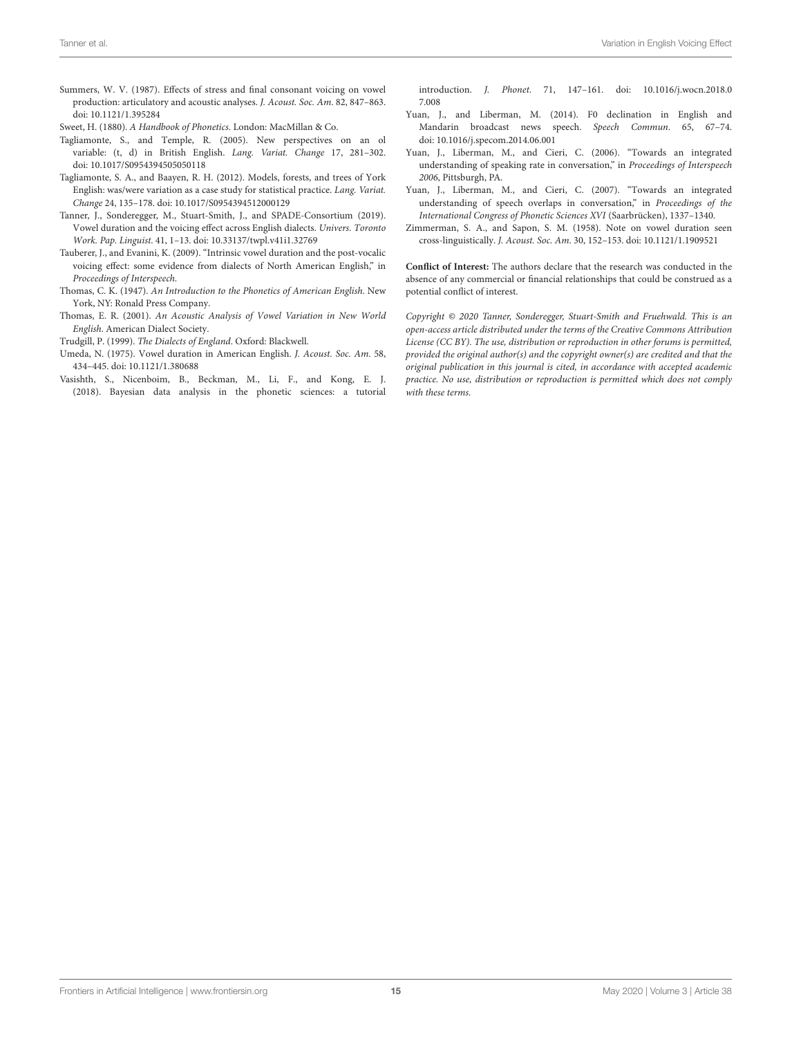Summers, W. V. (1987). Effects of stress and final consonant voicing on vowel production: articulatory and acoustic analyses. *J. Acoust. Soc. Am*. 82, 847–863. doi: 10.1121/1.395284

Sweet, H. (1880). *A Handbook of Phonetics*. London: MacMillan & Co.

Tagliamonte, S., and Temple, R. (2005). New perspectives on an ol variable: (t, d) in British English. *Lang. Variat. Change* 17, 281–302. doi: 10.1017/S0954394505050118

Tagliamonte, S. A., and Baayen, R. H. (2012). Models, forests, and trees of York English: was/were variation as a case study for statistical practice. *Lang. Variat. Change* 24, 135–178. doi: 10.1017/S0954394512000129

Tanner, J., Sonderegger, M., Stuart-Smith, J., and SPADE-Consortium (2019). Vowel duration and the voicing effect across English dialects. *Univers. Toronto Work. Pap. Linguist*. 41, 1–13. doi: 10.33137/twpl.v41i1.32769

Tauberer, J., and Evanini, K. (2009). "Intrinsic vowel duration and the post-vocalic voicing effect: some evidence from dialects of North American English," in *Proceedings of Interspeech*.

Thomas, C. K. (1947). *An Introduction to the Phonetics of American English*. New York, NY: Ronald Press Company.

Thomas, E. R. (2001). *An Acoustic Analysis of Vowel Variation in New World English*. American Dialect Society.

Trudgill, P. (1999). *The Dialects of England*. Oxford: Blackwell.

Umeda, N. (1975). Vowel duration in American English. *J. Acoust. Soc. Am*. 58, 434–445. doi: 10.1121/1.380688

Vasishth, S., Nicenboim, B., Beckman, M., Li, F., and Kong, E. J. (2018). Bayesian data analysis in the phonetic sciences: a tutorial introduction. *J. Phonet*. 71, 147–161. doi: 10.1016/j.wocn.2018.07.008

Yuan, J., and Liberman, M. (2014). F0 declination in English and Mandarin broadcast news speech. *Speech Commun*. 65, 67–74. doi: 10.1016/j.specom.2014.06.001

Yuan, J., Liberman, M., and Cieri, C. (2006). "Towards an integrated understanding of speaking rate in conversation," in *Proceedings of Interspeech 2006*, Pittsburgh, PA.

Yuan, J., Liberman, M., and Cieri, C. (2007). "Towards an integrated understanding of speech overlaps in conversation," in *Proceedings of the International Congress of Phonetic Sciences XVI* (Saarbrücken), 1337–1340.

Zimmerman, S. A., and Sapon, S. M. (1958). Note on vowel duration seen cross-linguistically. *J. Acoust. Soc. Am*. 30, 152–153. doi: 10.1121/1.1909521

**Conflict of Interest:** The authors declare that the research was conducted in the absence of any commercial or financial relationships that could be construed as a potential conflict of interest.

*Copyright © 2020 Tanner, Sonderegger, Stuart-Smith and Fruehwald. This is an open-access article distributed under the terms of the Creative Commons Attribution License (CC BY). The use, distribution or reproduction in other forums is permitted, provided the original author(s) and the copyright owner(s) are credited and that the original publication in this journal is cited, in accordance with accepted academic practice. No use, distribution or reproduction is permitted which does not comply with these terms.*